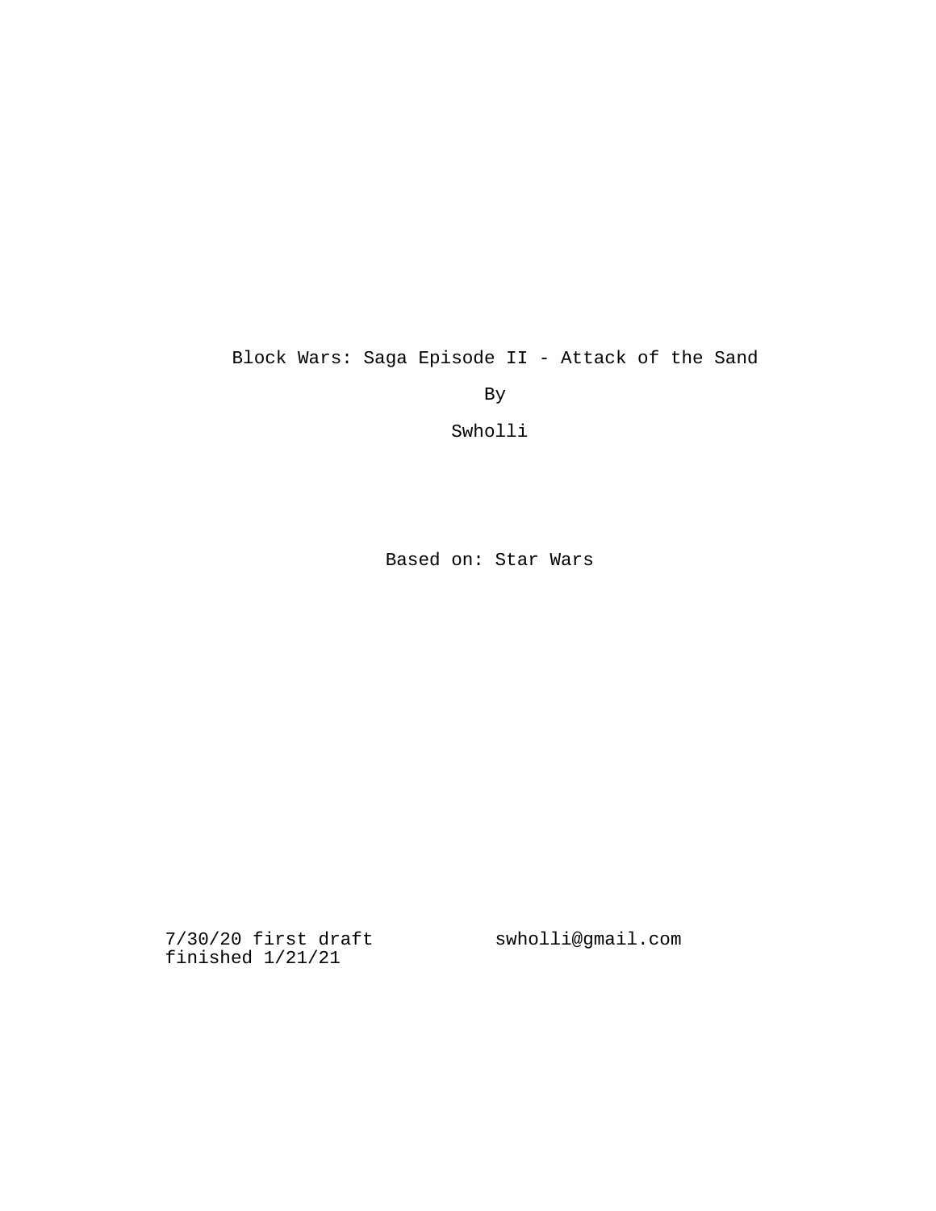# Block Wars: Saga Episode II - Attack of the Sand

By

Swholli

Based on: Star Wars

7/30/20 first draft
finished 1/21/21

swholli@gmail.com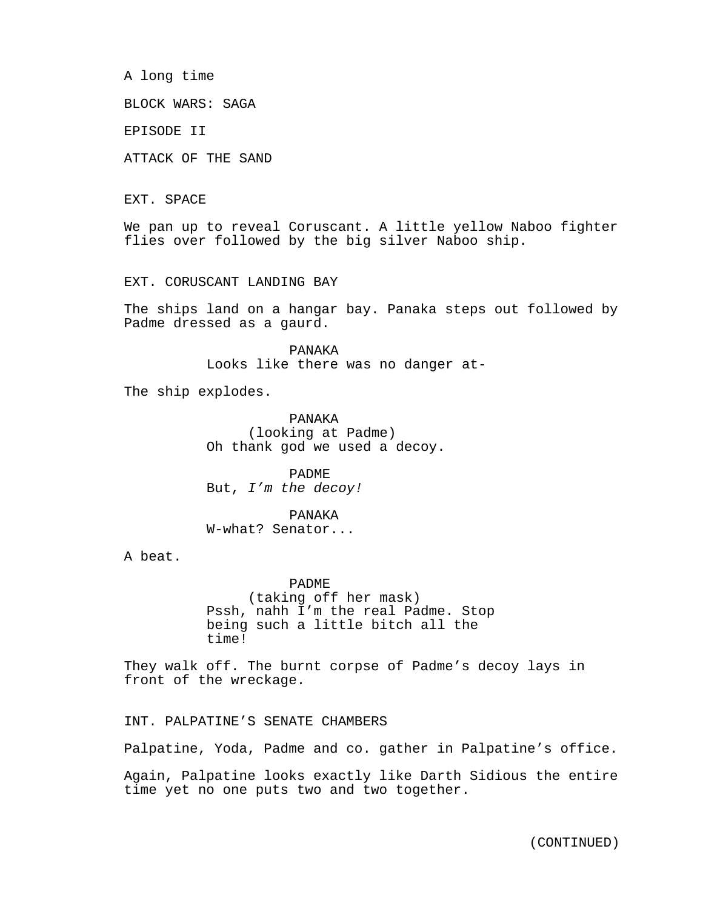A long time

BLOCK WARS: SAGA

EPISODE II

ATTACK OF THE SAND

EXT. SPACE

We pan up to reveal Coruscant. A little yellow Naboo fighter flies over followed by the big silver Naboo ship.

EXT. CORUSCANT LANDING BAY

The ships land on a hangar bay. Panaka steps out followed by Padme dressed as a gaurd.

PANAKA
Looks like there was no danger at-

The ship explodes.

PANAKA
(looking at Padme)
Oh thank god we used a decoy.

PADME
But, *I'm the decoy!*

PANAKA
W-what? Senator...

A beat.

PADME
(taking off her mask)
Pssh, nahh I'm the real Padme. Stop being such a little bitch all the time!

They walk off. The burnt corpse of Padme's decoy lays in front of the wreckage.

INT. PALPATINE'S SENATE CHAMBERS

Palpatine, Yoda, Padme and co. gather in Palpatine's office.

Again, Palpatine looks exactly like Darth Sidious the entire time yet no one puts two and two together.

(CONTINUED)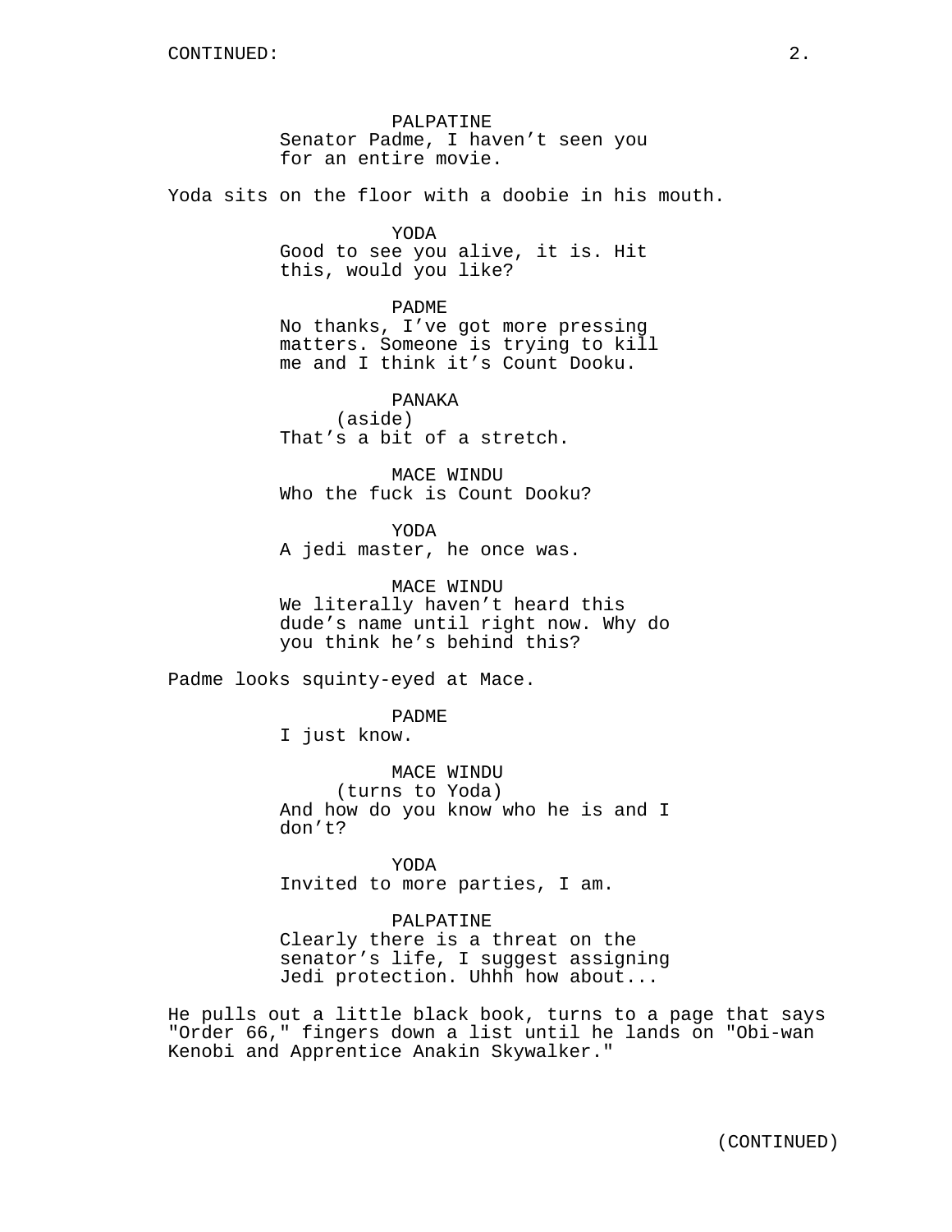PALPATINE
Senator Padme, I haven’t seen you for an entire movie.

Yoda sits on the floor with a doobie in his mouth.

YODA
Good to see you alive, it is. Hit this, would you like?

PADME
No thanks, I’ve got more pressing matters. Someone is trying to kill me and I think it’s Count Dooku.

PANAKA
(aside)
That’s a bit of a stretch.

MACE WINDU
Who the fuck is Count Dooku?

YODA
A jedi master, he once was.

MACE WINDU
We literally haven’t heard this dude’s name until right now. Why do you think he’s behind this?

Padme looks squinty-eyed at Mace.

PADME
I just know.

MACE WINDU
(turns to Yoda)
And how do you know who he is and I don’t?

YODA
Invited to more parties, I am.

PALPATINE
Clearly there is a threat on the senator’s life, I suggest assigning Jedi protection. Uhhh how about...

He pulls out a little black book, turns to a page that says "Order 66," fingers down a list until he lands on "Obi-wan Kenobi and Apprentice Anakin Skywalker."

(CONTINUED)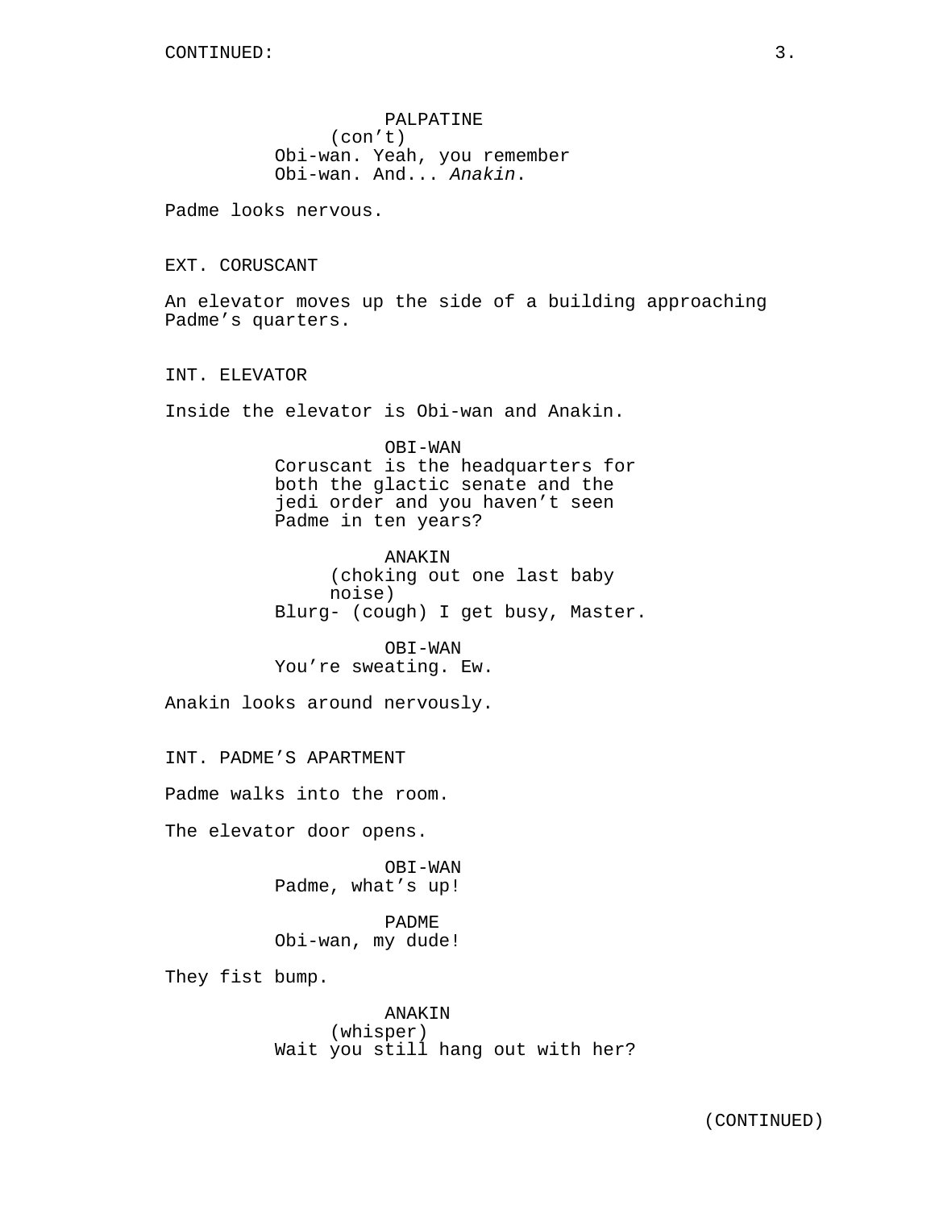PALPATINE
(con't)
Obi-wan. Yeah, you remember Obi-wan. And... *Anakin*.

Padme looks nervous.

EXT. CORUSCANT

An elevator moves up the side of a building approaching Padme's quarters.

INT. ELEVATOR

Inside the elevator is Obi-wan and Anakin.

OBI-WAN
Coruscant is the headquarters for both the glactic senate and the jedi order and you haven't seen Padme in ten years?

ANAKIN
(choking out one last baby noise)
Blurg- (cough) I get busy, Master.

OBI-WAN
You're sweating. Ew.

Anakin looks around nervously.

INT. PADME'S APARTMENT

Padme walks into the room.

The elevator door opens.

OBI-WAN
Padme, what's up!

PADME
Obi-wan, my dude!

They fist bump.

ANAKIN
(whisper)
Wait you still hang out with her?

(CONTINUED)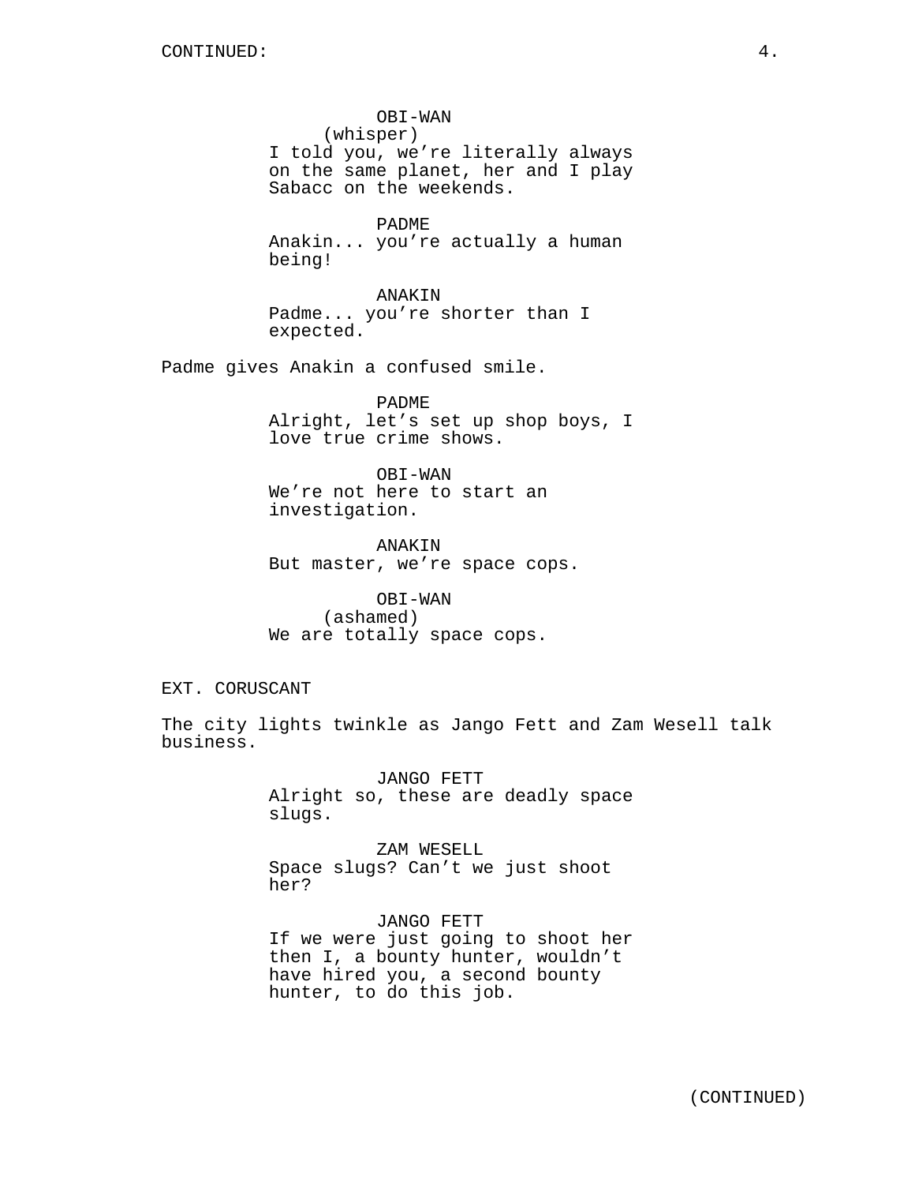OBI-WAN
(whisper)
I told you, we're literally always on the same planet, her and I play Sabacc on the weekends.

PADME
Anakin... you're actually a human being!

ANAKIN
Padme... you're shorter than I expected.

Padme gives Anakin a confused smile.

PADME
Alright, let's set up shop boys, I love true crime shows.

OBI-WAN
We're not here to start an investigation.

ANAKIN
But master, we're space cops.

OBI-WAN
(ashamed)
We are totally space cops.

EXT. CORUSCANT

The city lights twinkle as Jango Fett and Zam Wesell talk business.

JANGO FETT
Alright so, these are deadly space slugs.

ZAM WESELL
Space slugs? Can't we just shoot her?

JANGO FETT
If we were just going to shoot her then I, a bounty hunter, wouldn't have hired you, a second bounty hunter, to do this job.

(CONTINUED)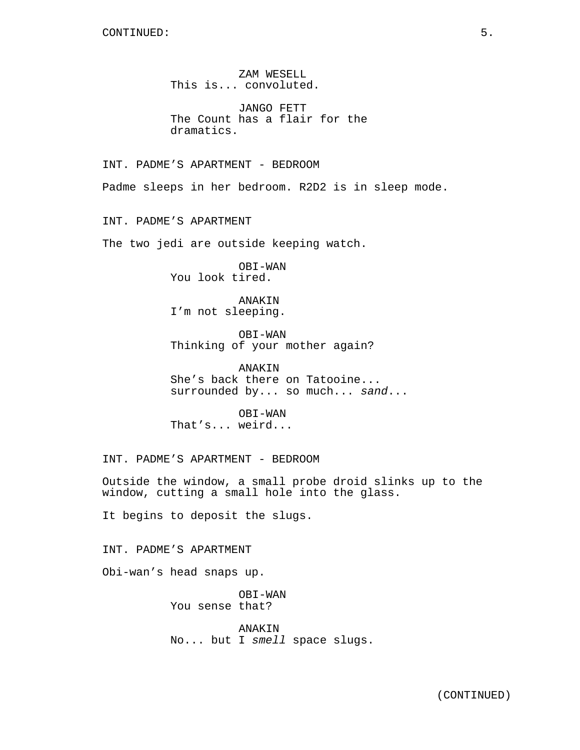ZAM WESELL
This is... convoluted.

JANGO FETT
The Count has a flair for the dramatics.

INT. PADME'S APARTMENT - BEDROOM

Padme sleeps in her bedroom. R2D2 is in sleep mode.

INT. PADME'S APARTMENT

The two jedi are outside keeping watch.

OBI-WAN
You look tired.

ANAKIN
I'm not sleeping.

OBI-WAN
Thinking of your mother again?

ANAKIN
She's back there on Tatooine... surrounded by... so much... *sand*...

OBI-WAN
That's... weird...

INT. PADME'S APARTMENT - BEDROOM

Outside the window, a small probe droid slinks up to the window, cutting a small hole into the glass.

It begins to deposit the slugs.

INT. PADME'S APARTMENT

Obi-wan's head snaps up.

OBI-WAN
You sense that?

ANAKIN
No... but I *smell* space slugs.

(CONTINUED)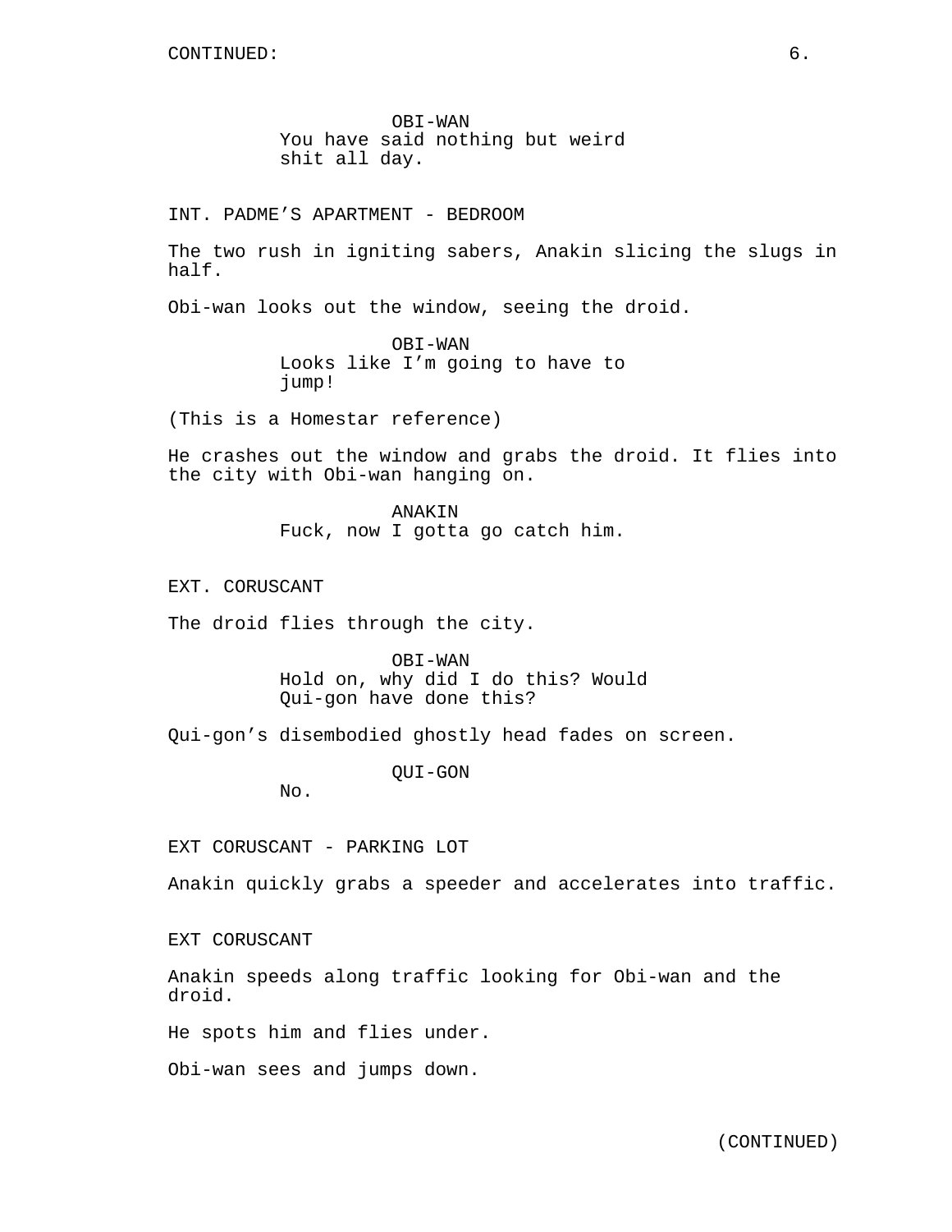CONTINUED:

OBI-WAN
You have said nothing but weird shit all day.

INT. PADME’S APARTMENT - BEDROOM

The two rush in igniting sabers, Anakin slicing the slugs in half.

Obi-wan looks out the window, seeing the droid.

OBI-WAN
Looks like I’m going to have to jump!

(This is a Homestar reference)

He crashes out the window and grabs the droid. It flies into the city with Obi-wan hanging on.

ANAKIN
Fuck, now I gotta go catch him.

EXT. CORUSCANT

The droid flies through the city.

OBI-WAN
Hold on, why did I do this? Would Qui-gon have done this?

Qui-gon’s disembodied ghostly head fades on screen.

QUI-GON
No.

EXT CORUSCANT - PARKING LOT

Anakin quickly grabs a speeder and accelerates into traffic.

EXT CORUSCANT

Anakin speeds along traffic looking for Obi-wan and the droid.

He spots him and flies under.

Obi-wan sees and jumps down.

(CONTINUED)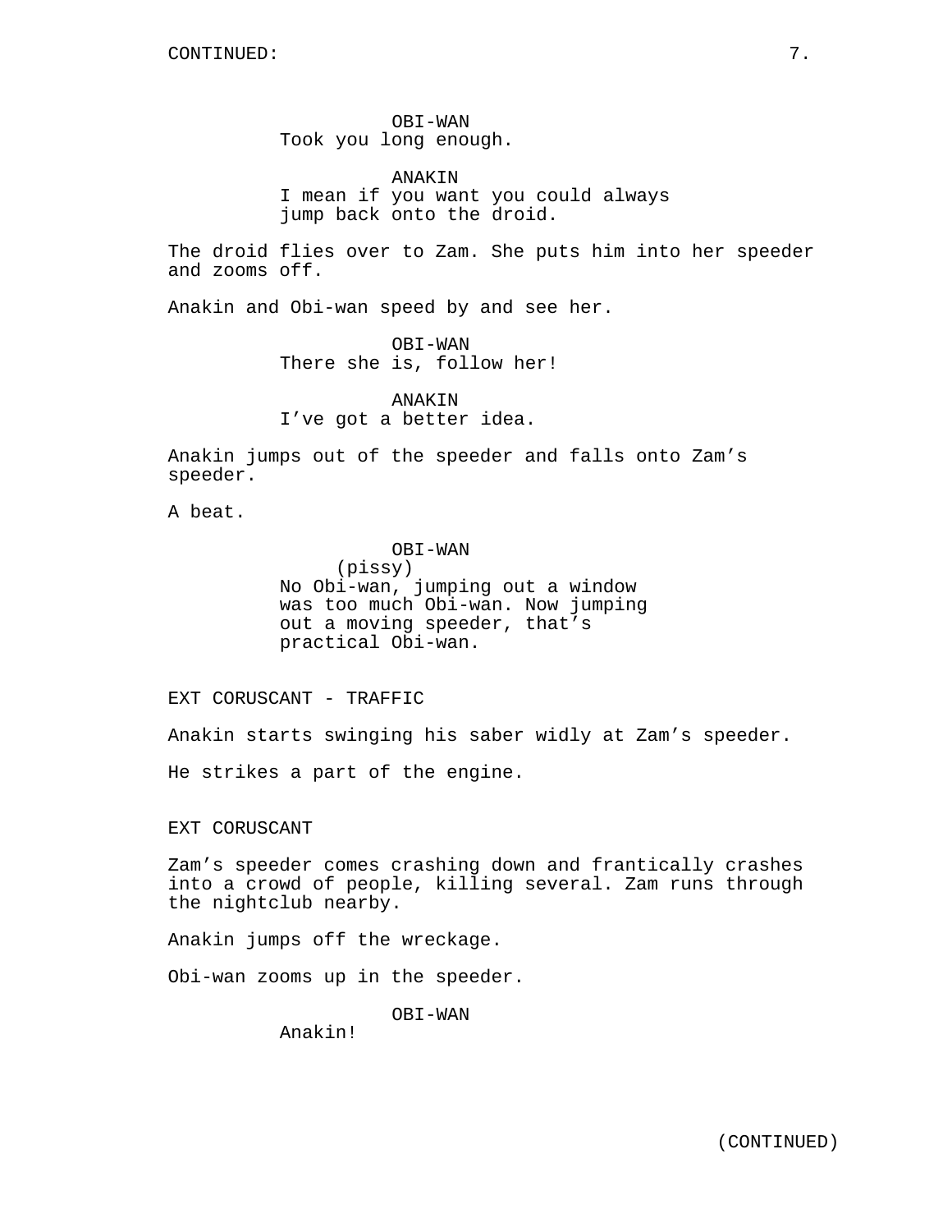OBI-WAN
Took you long enough.

ANAKIN
I mean if you want you could always jump back onto the droid.

The droid flies over to Zam. She puts him into her speeder and zooms off.

Anakin and Obi-wan speed by and see her.

OBI-WAN
There she is, follow her!

ANAKIN
I’ve got a better idea.

Anakin jumps out of the speeder and falls onto Zam’s speeder.

A beat.

OBI-WAN
(pissy)
No Obi-wan, jumping out a window was too much Obi-wan. Now jumping out a moving speeder, that’s practical Obi-wan.

EXT CORUSCANT - TRAFFIC

Anakin starts swinging his saber widly at Zam’s speeder.

He strikes a part of the engine.

EXT CORUSCANT

Zam’s speeder comes crashing down and frantically crashes into a crowd of people, killing several. Zam runs through the nightclub nearby.

Anakin jumps off the wreckage.

Obi-wan zooms up in the speeder.

OBI-WAN
Anakin!

(CONTINUED)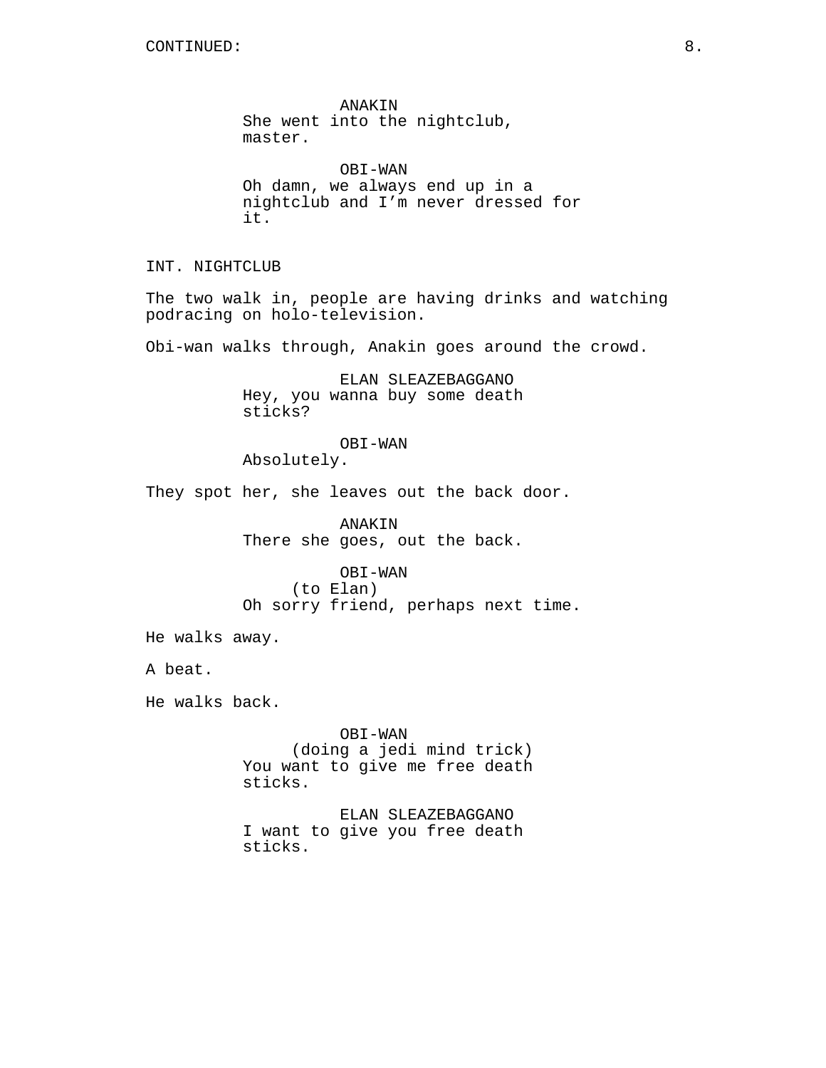CONTINUED:

ANAKIN
She went into the nightclub, master.

OBI-WAN
Oh damn, we always end up in a nightclub and I'm never dressed for it.

INT. NIGHTCLUB

The two walk in, people are having drinks and watching podracing on holo-television.

Obi-wan walks through, Anakin goes around the crowd.

ELAN SLEAZEBAGGANO
Hey, you wanna buy some death sticks?

OBI-WAN
Absolutely.

They spot her, she leaves out the back door.

ANAKIN
There she goes, out the back.

OBI-WAN
(to Elan)
Oh sorry friend, perhaps next time.

He walks away.

A beat.

He walks back.

OBI-WAN
(doing a jedi mind trick)
You want to give me free death sticks.

ELAN SLEAZEBAGGANO
I want to give you free death sticks.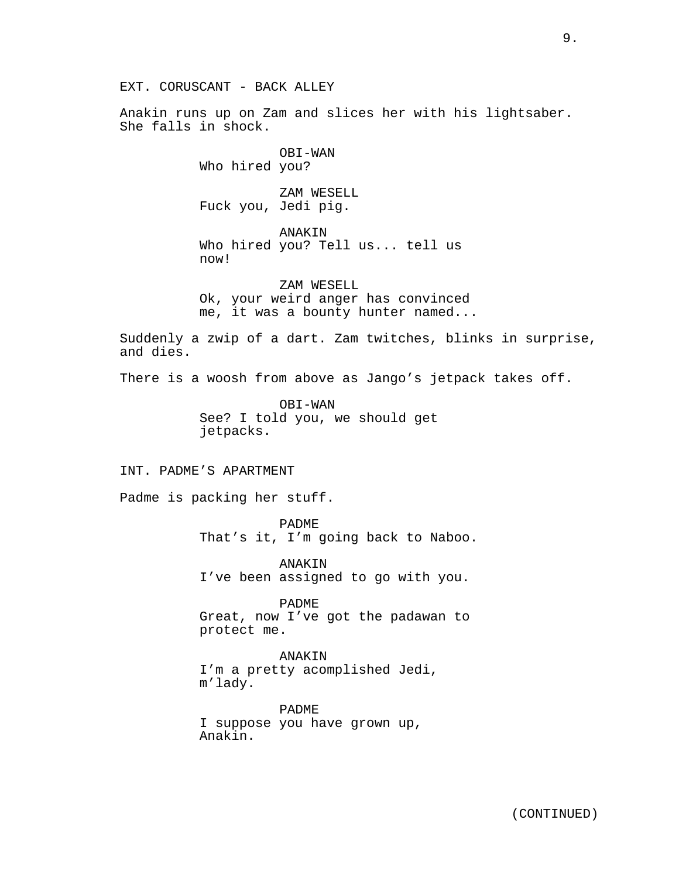EXT. CORUSCANT - BACK ALLEY

Anakin runs up on Zam and slices her with his lightsaber. She falls in shock.

OBI-WAN
Who hired you?

ZAM WESELL
Fuck you, Jedi pig.

ANAKIN
Who hired you? Tell us... tell us now!

ZAM WESELL
Ok, your weird anger has convinced me, it was a bounty hunter named...

Suddenly a zwip of a dart. Zam twitches, blinks in surprise, and dies.

There is a woosh from above as Jango's jetpack takes off.

OBI-WAN
See? I told you, we should get jetpacks.

INT. PADME'S APARTMENT

Padme is packing her stuff.

PADME
That's it, I'm going back to Naboo.

ANAKIN
I've been assigned to go with you.

PADME
Great, now I've got the padawan to protect me.

ANAKIN
I'm a pretty acomplished Jedi, m'lady.

PADME
I suppose you have grown up, Anakin.

(CONTINUED)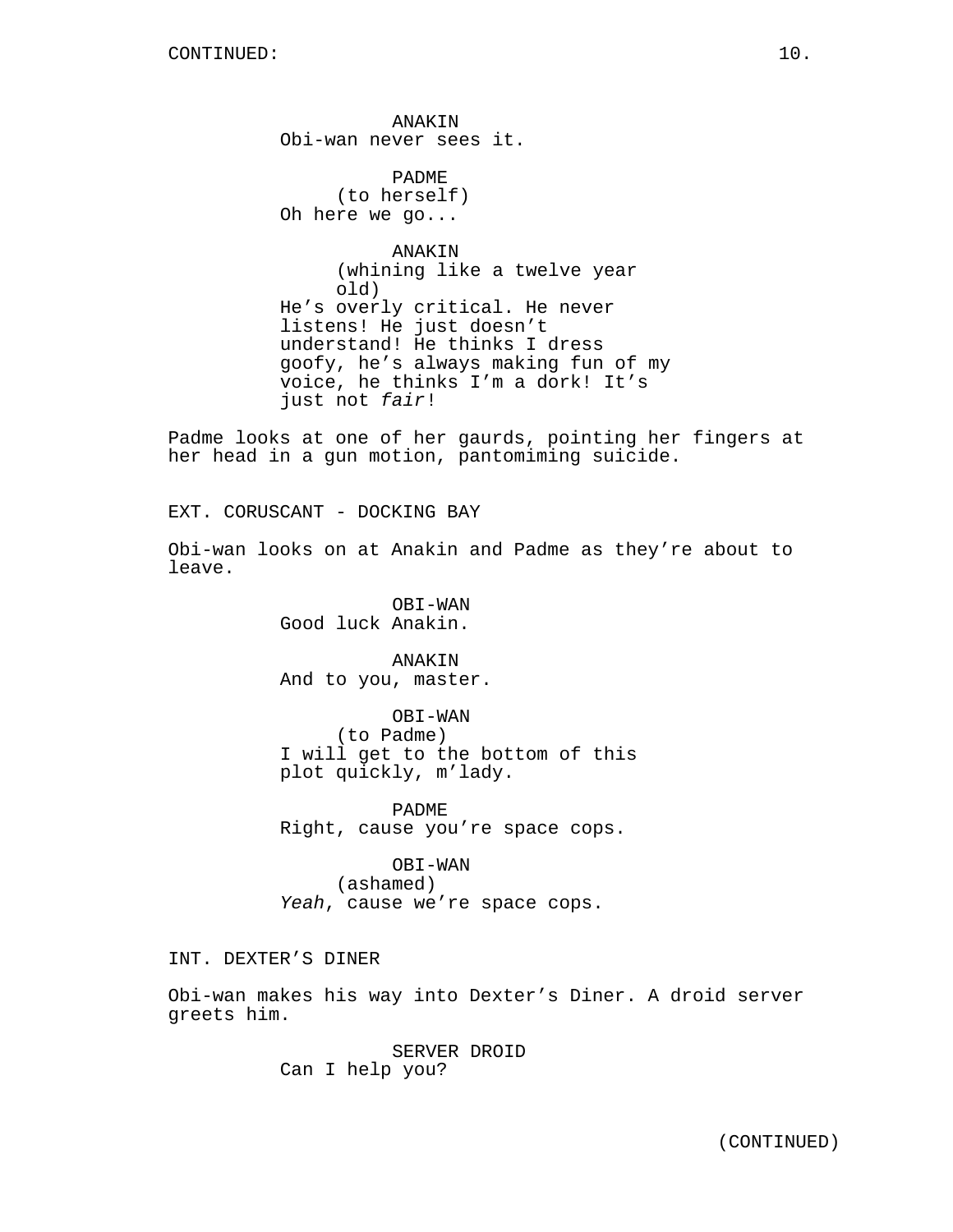ANAKIN
Obi-wan never sees it.

PADME
(to herself)
Oh here we go...

ANAKIN
(whining like a twelve year old)
He’s overly critical. He never listens! He just doesn’t understand! He thinks I dress goofy, he’s always making fun of my voice, he thinks I’m a dork! It’s just not *fair*!

Padme looks at one of her gaurds, pointing her fingers at her head in a gun motion, pantomiming suicide.

EXT. CORUSCANT - DOCKING BAY

Obi-wan looks on at Anakin and Padme as they’re about to leave.

OBI-WAN
Good luck Anakin.

ANAKIN
And to you, master.

OBI-WAN
(to Padme)
I will get to the bottom of this plot quickly, m’lady.

PADME
Right, cause you’re space cops.

OBI-WAN
(ashamed)
*Yeah*, cause we’re space cops.

INT. DEXTER’S DINER

Obi-wan makes his way into Dexter’s Diner. A droid server greets him.

SERVER DROID
Can I help you?

(CONTINUED)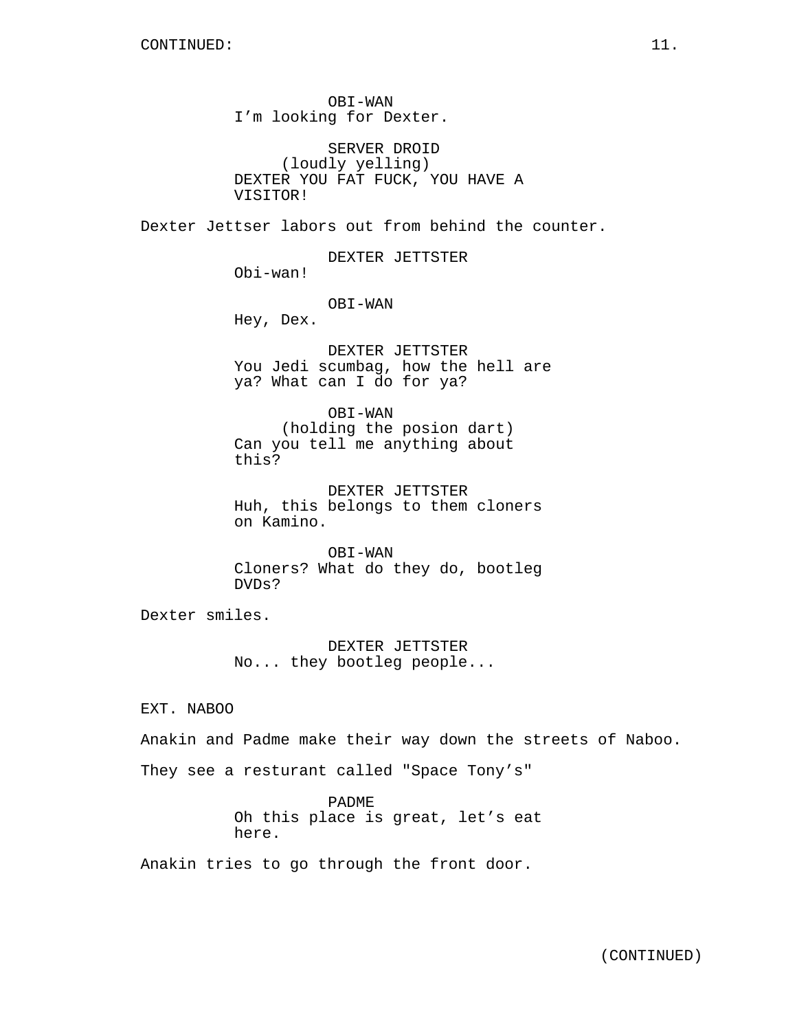OBI-WAN
I'm looking for Dexter.

SERVER DROID
(loudly yelling)
DEXTER YOU FAT FUCK, YOU HAVE A VISITOR!

Dexter Jettser labors out from behind the counter.

DEXTER JETTSTER
Obi-wan!

OBI-WAN
Hey, Dex.

DEXTER JETTSTER
You Jedi scumbag, how the hell are ya? What can I do for ya?

OBI-WAN
(holding the posion dart)
Can you tell me anything about this?

DEXTER JETTSTER
Huh, this belongs to them cloners on Kamino.

OBI-WAN
Cloners? What do they do, bootleg DVDs?

Dexter smiles.

DEXTER JETTSTER
No... they bootleg people...

EXT. NABOO

Anakin and Padme make their way down the streets of Naboo.

They see a resturant called "Space Tony's"

PADME
Oh this place is great, let's eat here.

Anakin tries to go through the front door.

(CONTINUED)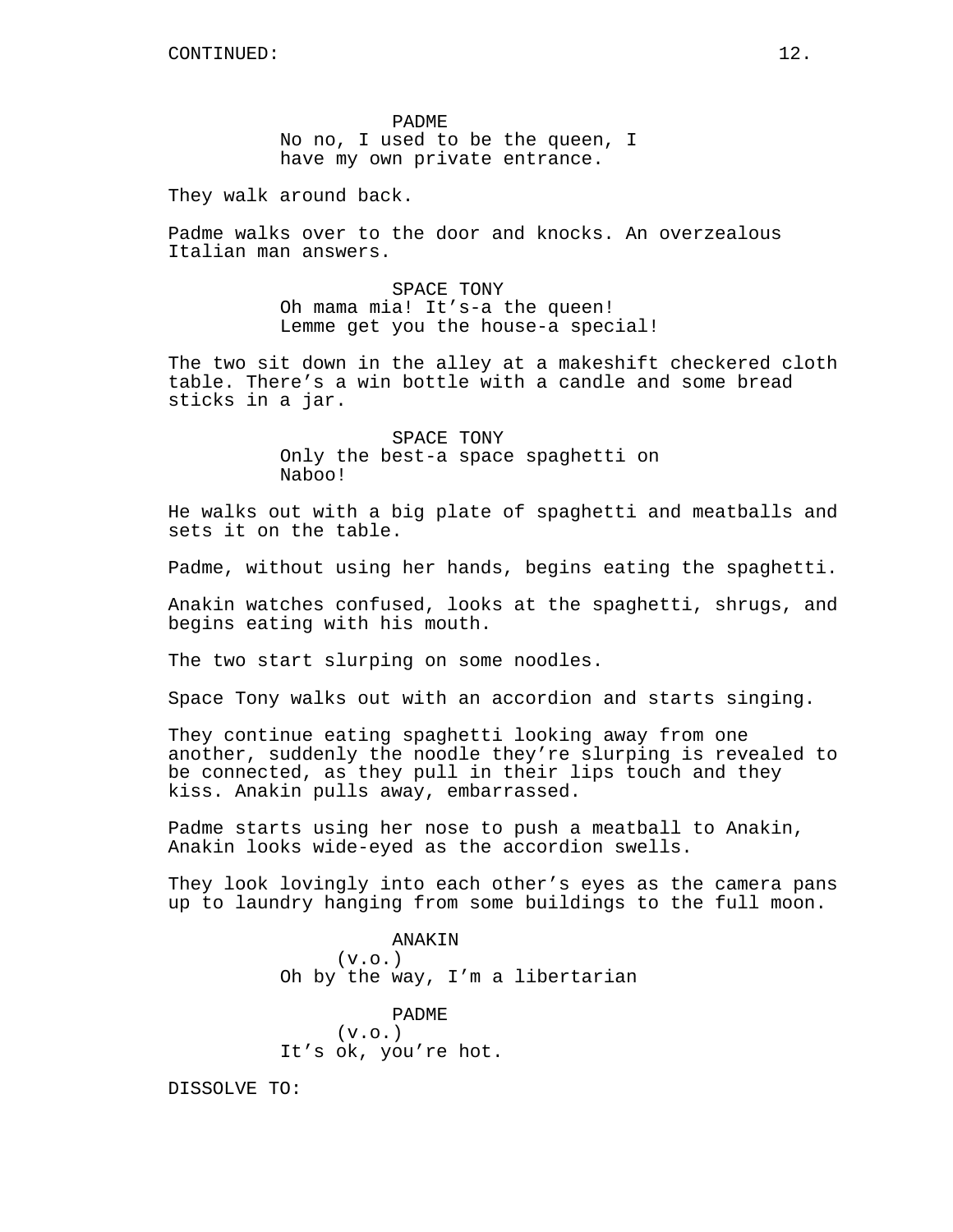CONTINUED:

PADME
No no, I used to be the queen, I have my own private entrance.

They walk around back.

Padme walks over to the door and knocks. An overzealous Italian man answers.

SPACE TONY
Oh mama mia! It's-a the queen! Lemme get you the house-a special!

The two sit down in the alley at a makeshift checkered cloth table. There's a win bottle with a candle and some bread sticks in a jar.

SPACE TONY
Only the best-a space spaghetti on Naboo!

He walks out with a big plate of spaghetti and meatballs and sets it on the table.

Padme, without using her hands, begins eating the spaghetti.

Anakin watches confused, looks at the spaghetti, shrugs, and begins eating with his mouth.

The two start slurping on some noodles.

Space Tony walks out with an accordion and starts singing.

They continue eating spaghetti looking away from one another, suddenly the noodle they're slurping is revealed to be connected, as they pull in their lips touch and they kiss. Anakin pulls away, embarrassed.

Padme starts using her nose to push a meatball to Anakin, Anakin looks wide-eyed as the accordion swells.

They look lovingly into each other's eyes as the camera pans up to laundry hanging from some buildings to the full moon.

ANAKIN
(v.o.)
Oh by the way, I'm a libertarian

PADME
(v.o.)
It's ok, you're hot.

DISSOLVE TO: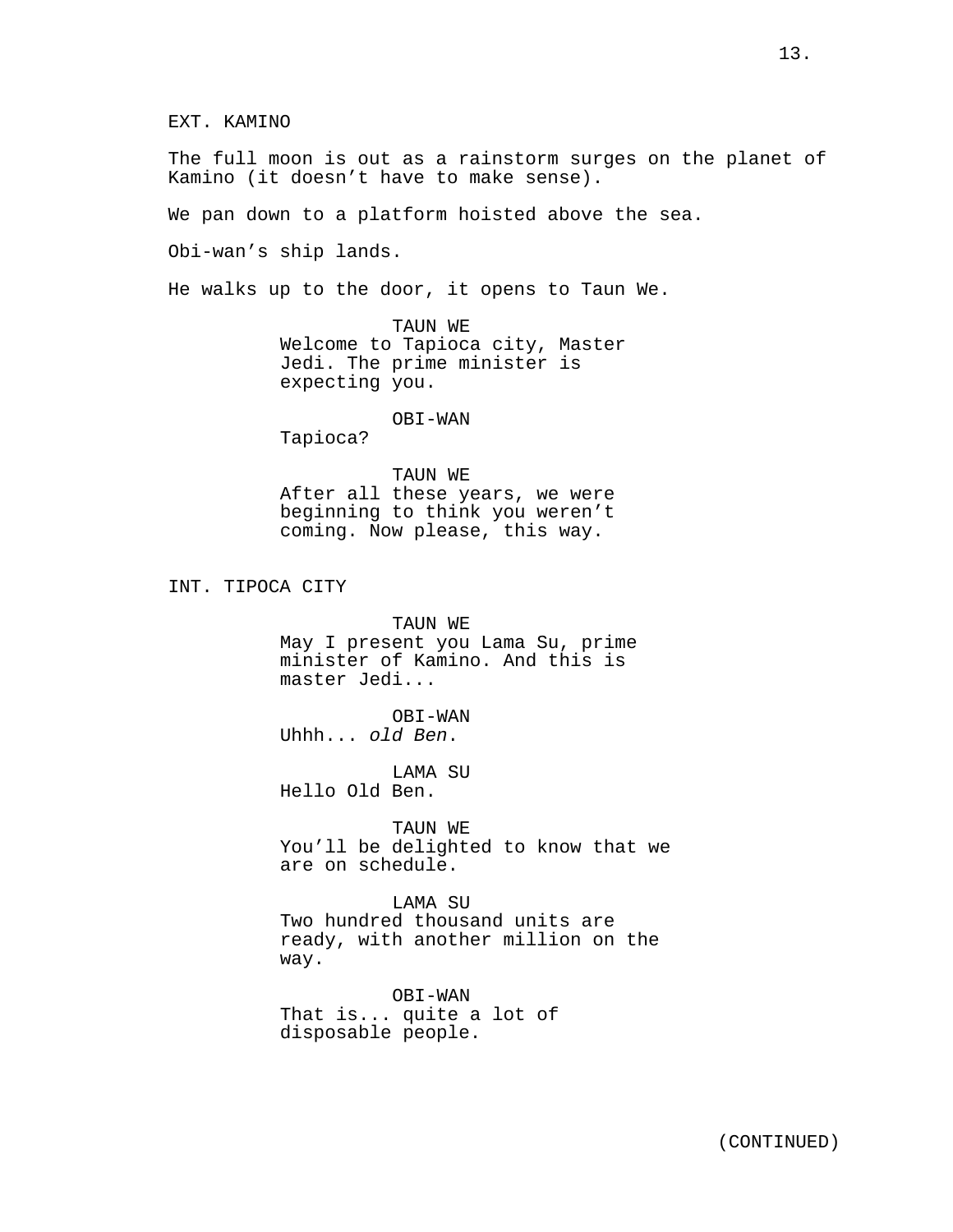EXT. KAMINO

The full moon is out as a rainstorm surges on the planet of Kamino (it doesn't have to make sense).

We pan down to a platform hoisted above the sea.

Obi-wan's ship lands.

He walks up to the door, it opens to Taun We.

TAUN WE
Welcome to Tapioca city, Master Jedi. The prime minister is expecting you.

OBI-WAN
Tapioca?

TAUN WE
After all these years, we were beginning to think you weren't coming. Now please, this way.

INT. TIPOCA CITY

TAUN WE
May I present you Lama Su, prime minister of Kamino. And this is master Jedi...

OBI-WAN
Uhhh... *old Ben*.

LAMA SU
Hello Old Ben.

TAUN WE
You'll be delighted to know that we are on schedule.

LAMA SU
Two hundred thousand units are ready, with another million on the way.

OBI-WAN
That is... quite a lot of disposable people.

(CONTINUED)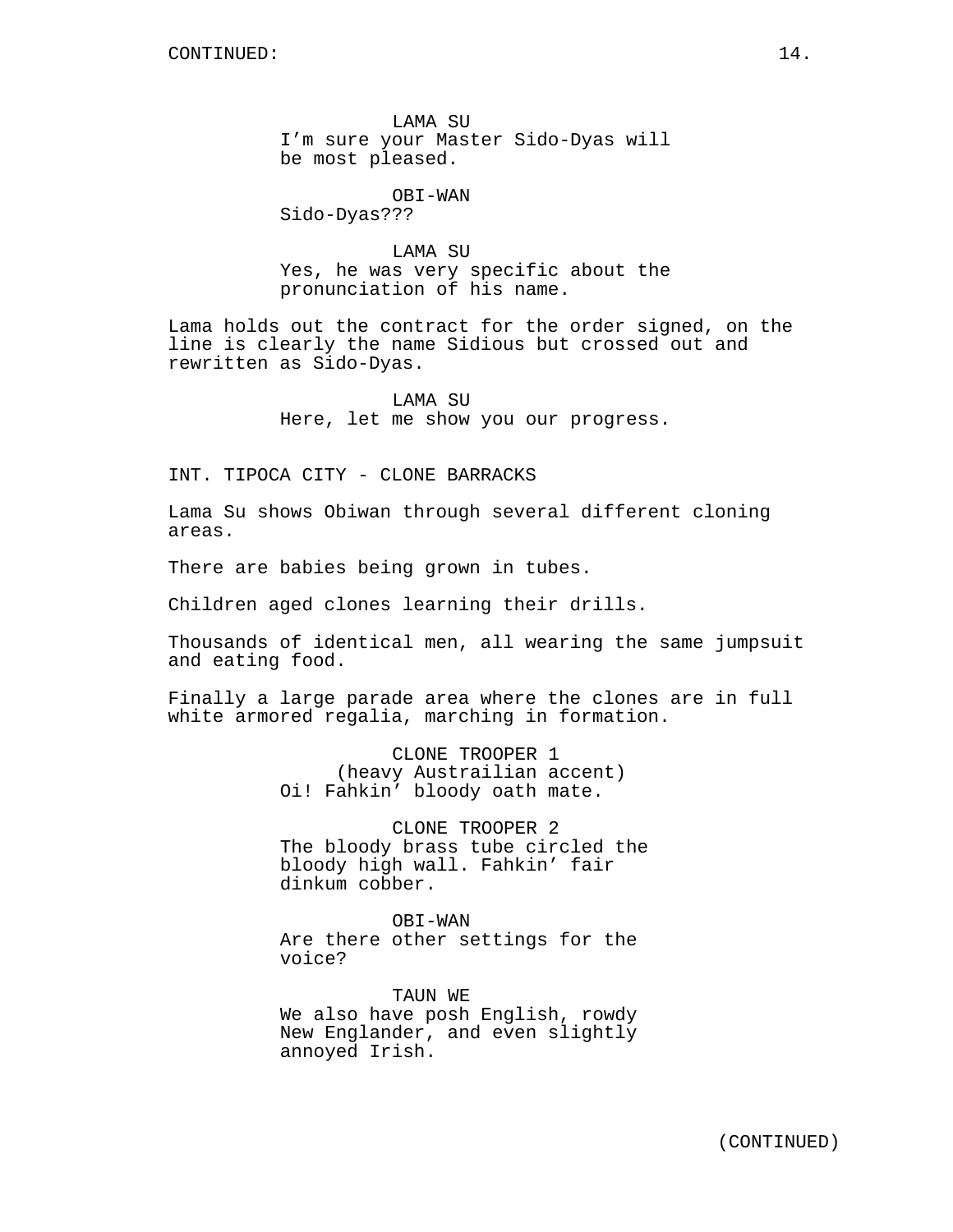CONTINUED:

LAMA SU
I'm sure your Master Sido-Dyas will be most pleased.

OBI-WAN
Sido-Dyas???

LAMA SU
Yes, he was very specific about the pronunciation of his name.

Lama holds out the contract for the order signed, on the line is clearly the name Sidious but crossed out and rewritten as Sido-Dyas.

LAMA SU
Here, let me show you our progress.

INT. TIPOCA CITY - CLONE BARRACKS

Lama Su shows Obiwan through several different cloning areas.

There are babies being grown in tubes.

Children aged clones learning their drills.

Thousands of identical men, all wearing the same jumpsuit and eating food.

Finally a large parade area where the clones are in full white armored regalia, marching in formation.

CLONE TROOPER 1
(heavy Austrailian accent)
Oi! Fahkin' bloody oath mate.

CLONE TROOPER 2
The bloody brass tube circled the bloody high wall. Fahkin' fair dinkum cobber.

OBI-WAN
Are there other settings for the voice?

TAUN WE
We also have posh English, rowdy New Englander, and even slightly annoyed Irish.

(CONTINUED)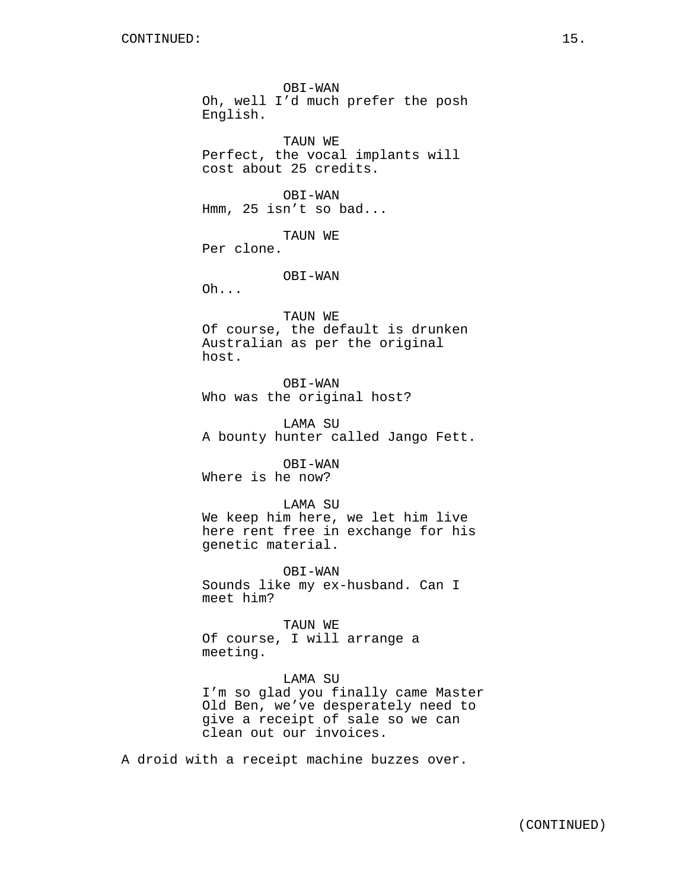OBI-WAN
Oh, well I'd much prefer the posh English.

TAUN WE
Perfect, the vocal implants will cost about 25 credits.

OBI-WAN
Hmm, 25 isn't so bad...

TAUN WE
Per clone.

OBI-WAN
Oh...

TAUN WE
Of course, the default is drunken Australian as per the original host.

OBI-WAN
Who was the original host?

LAMA SU
A bounty hunter called Jango Fett.

OBI-WAN
Where is he now?

LAMA SU
We keep him here, we let him live here rent free in exchange for his genetic material.

OBI-WAN
Sounds like my ex-husband. Can I meet him?

TAUN WE
Of course, I will arrange a meeting.

LAMA SU
I'm so glad you finally came Master Old Ben, we've desperately need to give a receipt of sale so we can clean out our invoices.

A droid with a receipt machine buzzes over.

(CONTINUED)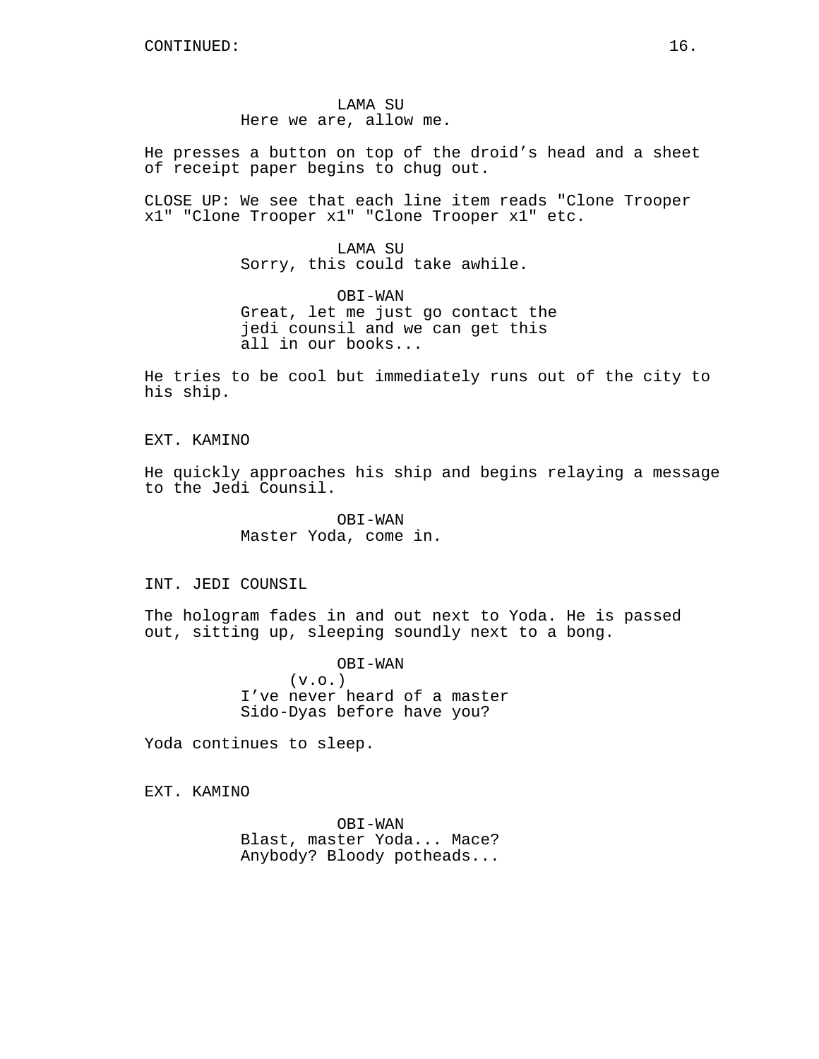CONTINUED:

LAMA SU
Here we are, allow me.

He presses a button on top of the droid's head and a sheet of receipt paper begins to chug out.

CLOSE UP: We see that each line item reads "Clone Trooper x1" "Clone Trooper x1" "Clone Trooper x1" etc.

LAMA SU
Sorry, this could take awhile.

OBI-WAN
Great, let me just go contact the jedi counsil and we can get this all in our books...

He tries to be cool but immediately runs out of the city to his ship.

EXT. KAMINO

He quickly approaches his ship and begins relaying a message to the Jedi Counsil.

OBI-WAN
Master Yoda, come in.

INT. JEDI COUNSIL

The hologram fades in and out next to Yoda. He is passed out, sitting up, sleeping soundly next to a bong.

OBI-WAN
(v.o.)
I've never heard of a master Sido-Dyas before have you?

Yoda continues to sleep.

EXT. KAMINO

OBI-WAN
Blast, master Yoda... Mace? Anybody? Bloody potheads...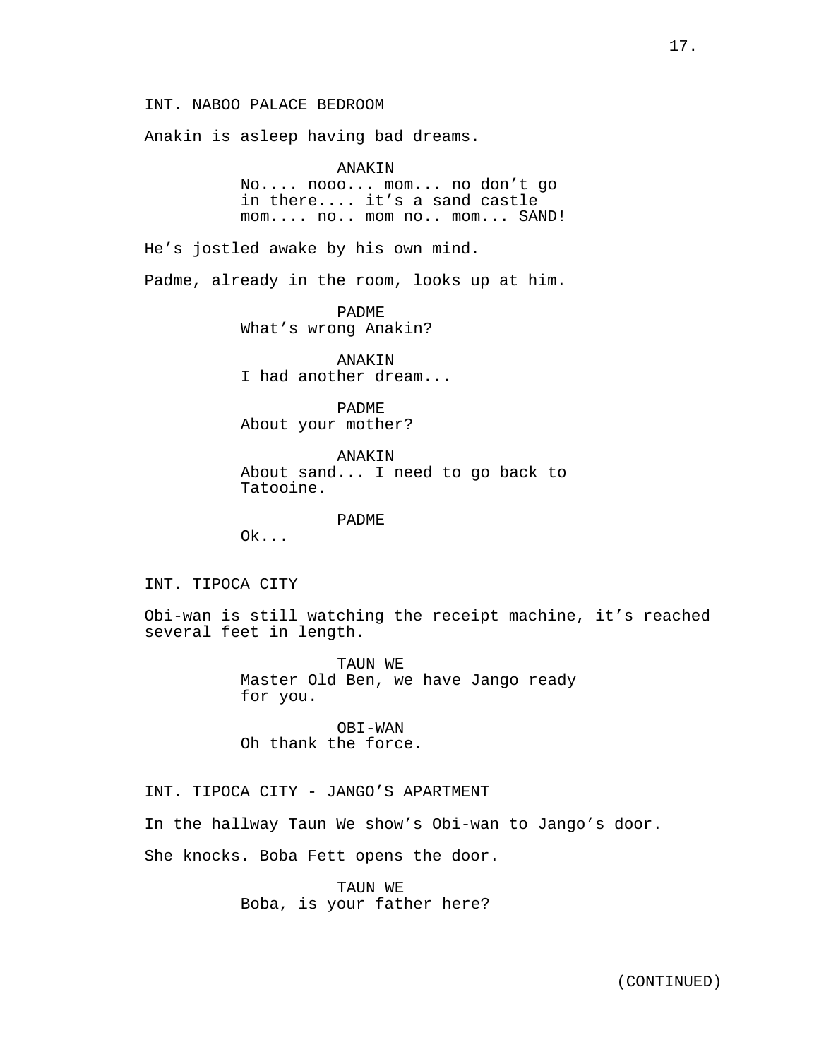INT. NABOO PALACE BEDROOM

Anakin is asleep having bad dreams.

ANAKIN
No.... nooo... mom... no don't go in there.... it's a sand castle mom.... no.. mom no.. mom... SAND!

He's jostled awake by his own mind.

Padme, already in the room, looks up at him.

PADME
What's wrong Anakin?

ANAKIN
I had another dream...

PADME
About your mother?

ANAKIN
About sand... I need to go back to Tatooine.

PADME
Ok...

INT. TIPOCA CITY

Obi-wan is still watching the receipt machine, it's reached several feet in length.

TAUN WE
Master Old Ben, we have Jango ready for you.

OBI-WAN
Oh thank the force.

INT. TIPOCA CITY - JANGO'S APARTMENT

In the hallway Taun We show's Obi-wan to Jango's door.

She knocks. Boba Fett opens the door.

TAUN WE
Boba, is your father here?

(CONTINUED)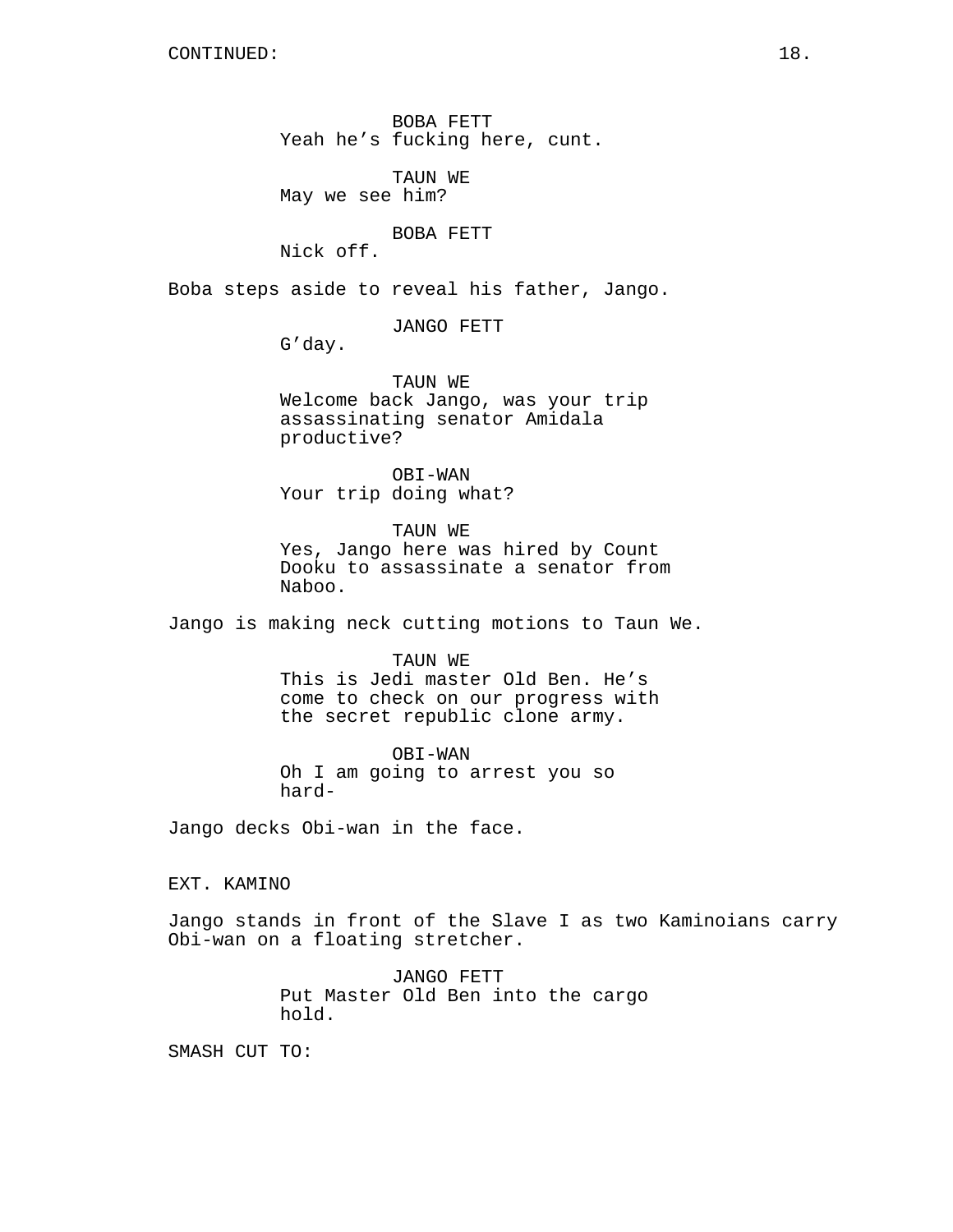BOBA FETT
Yeah he’s fucking here, cunt.

TAUN WE
May we see him?

BOBA FETT
Nick off.

Boba steps aside to reveal his father, Jango.

JANGO FETT
G’day.

TAUN WE
Welcome back Jango, was your trip assassinating senator Amidala productive?

OBI-WAN
Your trip doing what?

TAUN WE
Yes, Jango here was hired by Count Dooku to assassinate a senator from Naboo.

Jango is making neck cutting motions to Taun We.

TAUN WE
This is Jedi master Old Ben. He’s come to check on our progress with the secret republic clone army.

OBI-WAN
Oh I am going to arrest you so hard-

Jango decks Obi-wan in the face.

EXT. KAMINO

Jango stands in front of the Slave I as two Kaminoians carry Obi-wan on a floating stretcher.

JANGO FETT
Put Master Old Ben into the cargo hold.

SMASH CUT TO: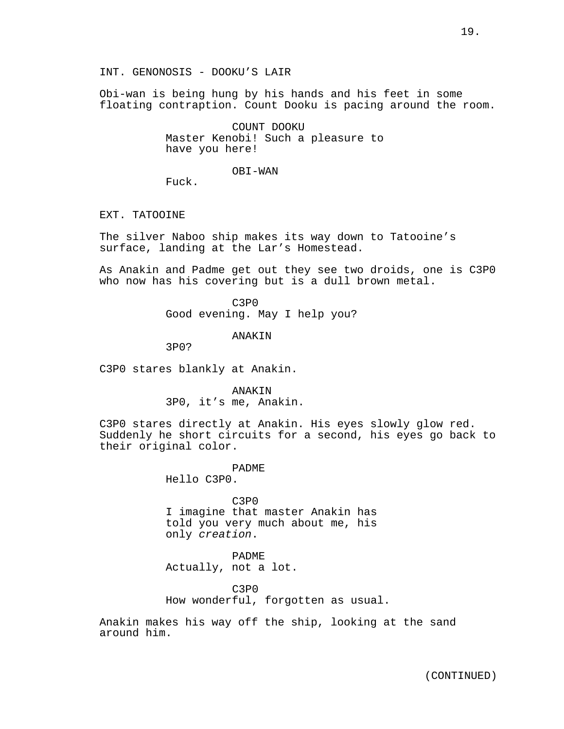INT. GENONOSIS - DOOKU’S LAIR

Obi-wan is being hung by his hands and his feet in some floating contraption. Count Dooku is pacing around the room.

COUNT DOOKU
Master Kenobi! Such a pleasure to have you here!

OBI-WAN
Fuck.

EXT. TATOOINE

The silver Naboo ship makes its way down to Tatooine’s surface, landing at the Lar’s Homestead.

As Anakin and Padme get out they see two droids, one is C3P0 who now has his covering but is a dull brown metal.

C3P0
Good evening. May I help you?

ANAKIN
3P0?

C3P0 stares blankly at Anakin.

ANAKIN
3P0, it’s me, Anakin.

C3P0 stares directly at Anakin. His eyes slowly glow red. Suddenly he short circuits for a second, his eyes go back to their original color.

PADME
Hello C3P0.

C3P0
I imagine that master Anakin has told you very much about me, his only *creation*.

PADME
Actually, not a lot.

C3P0
How wonderful, forgotten as usual.

Anakin makes his way off the ship, looking at the sand around him.

(CONTINUED)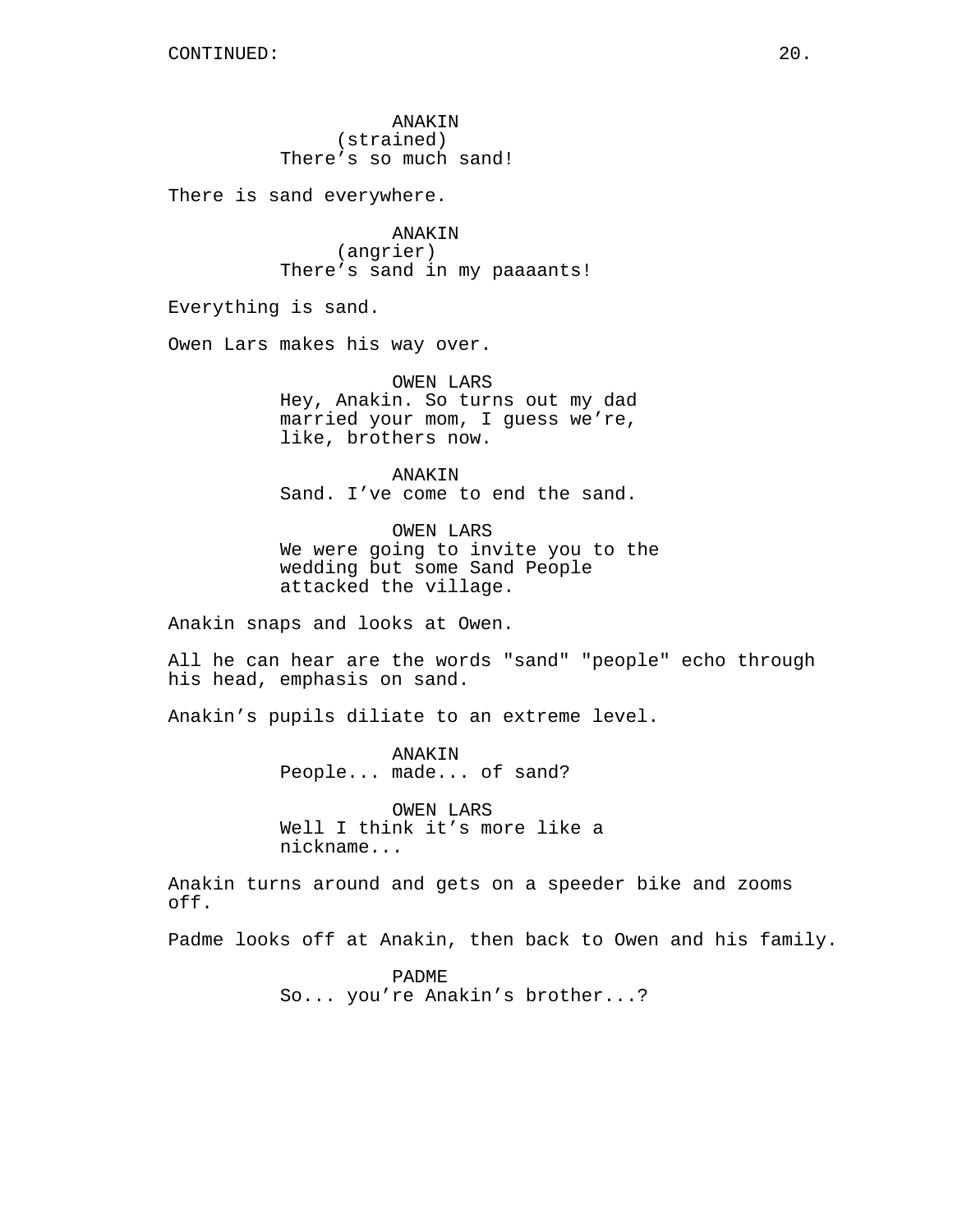ANAKIN
(strained)
There's so much sand!

There is sand everywhere.

ANAKIN
(angrier)
There's sand in my paaaants!

Everything is sand.

Owen Lars makes his way over.

OWEN LARS
Hey, Anakin. So turns out my dad married your mom, I guess we're, like, brothers now.

ANAKIN
Sand. I've come to end the sand.

OWEN LARS
We were going to invite you to the wedding but some Sand People attacked the village.

Anakin snaps and looks at Owen.

All he can hear are the words "sand" "people" echo through his head, emphasis on sand.

Anakin's pupils diliate to an extreme level.

ANAKIN
People... made... of sand?

OWEN LARS
Well I think it's more like a nickname...

Anakin turns around and gets on a speeder bike and zooms off.

Padme looks off at Anakin, then back to Owen and his family.

PADME
So... you're Anakin's brother...?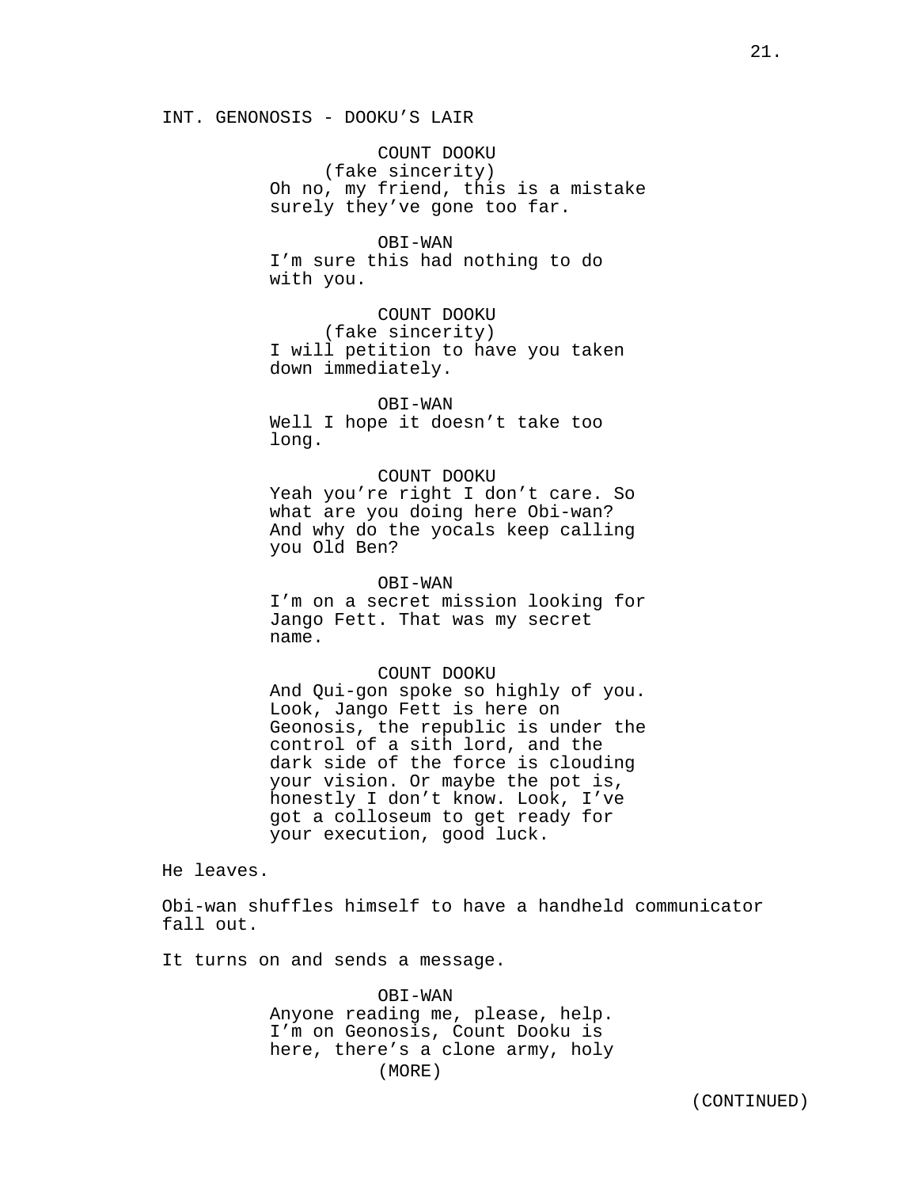INT. GENONOSIS - DOOKU'S LAIR

COUNT DOOKU
(fake sincerity)
Oh no, my friend, this is a mistake surely they've gone too far.

OBI-WAN
I'm sure this had nothing to do with you.

COUNT DOOKU
(fake sincerity)
I will petition to have you taken down immediately.

OBI-WAN
Well I hope it doesn't take too long.

COUNT DOOKU
Yeah you're right I don't care. So what are you doing here Obi-wan? And why do the yocals keep calling you Old Ben?

OBI-WAN
I'm on a secret mission looking for Jango Fett. That was my secret name.

COUNT DOOKU
And Qui-gon spoke so highly of you. Look, Jango Fett is here on Geonosis, the republic is under the control of a sith lord, and the dark side of the force is clouding your vision. Or maybe the pot is, honestly I don't know. Look, I've got a colloseum to get ready for your execution, good luck.

He leaves.

Obi-wan shuffles himself to have a handheld communicator fall out.

It turns on and sends a message.

OBI-WAN
Anyone reading me, please, help. I'm on Geonosis, Count Dooku is here, there's a clone army, holy
(MORE)

(CONTINUED)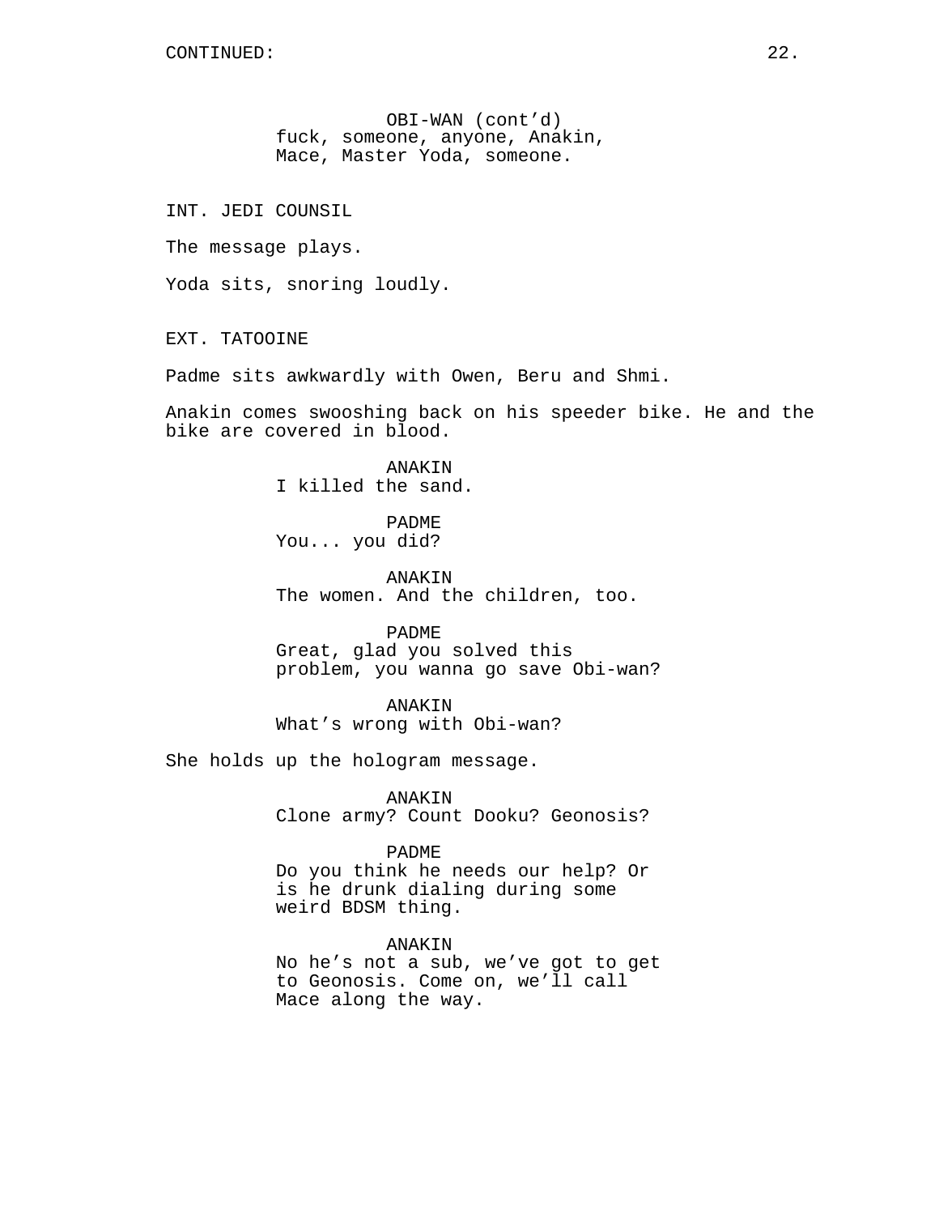CONTINUED:

OBI-WAN (cont'd)
fuck, someone, anyone, Anakin, Mace, Master Yoda, someone.

INT. JEDI COUNSIL

The message plays.

Yoda sits, snoring loudly.

EXT. TATOOINE

Padme sits awkwardly with Owen, Beru and Shmi.

Anakin comes swooshing back on his speeder bike. He and the bike are covered in blood.

ANAKIN
I killed the sand.

PADME
You... you did?

ANAKIN
The women. And the children, too.

PADME
Great, glad you solved this problem, you wanna go save Obi-wan?

ANAKIN
What's wrong with Obi-wan?

She holds up the hologram message.

ANAKIN
Clone army? Count Dooku? Geonosis?

PADME
Do you think he needs our help? Or is he drunk dialing during some weird BDSM thing.

ANAKIN
No he's not a sub, we've got to get to Geonosis. Come on, we'll call Mace along the way.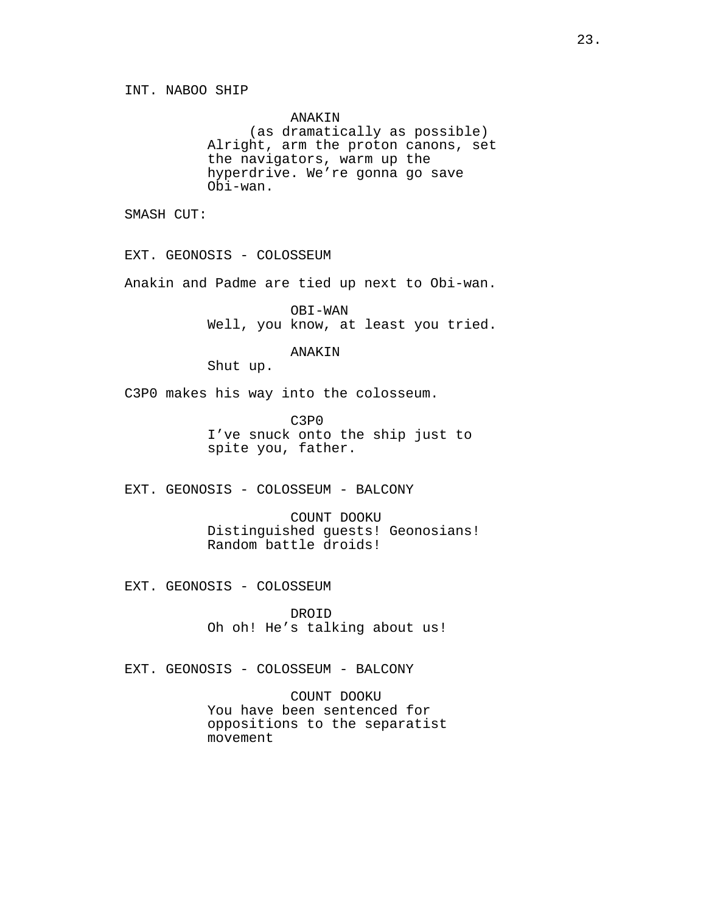INT. NABOO SHIP

ANAKIN
(as dramatically as possible)
Alright, arm the proton canons, set the navigators, warm up the hyperdrive. We're gonna go save Obi-wan.

SMASH CUT:

EXT. GEONOSIS - COLOSSEUM

Anakin and Padme are tied up next to Obi-wan.

OBI-WAN
Well, you know, at least you tried.

ANAKIN
Shut up.

C3P0 makes his way into the colosseum.

C3P0
I've snuck onto the ship just to spite you, father.

EXT. GEONOSIS - COLOSSEUM - BALCONY

COUNT DOOKU
Distinguished guests! Geonosians! Random battle droids!

EXT. GEONOSIS - COLOSSEUM

DROID
Oh oh! He's talking about us!

EXT. GEONOSIS - COLOSSEUM - BALCONY

COUNT DOOKU
You have been sentenced for oppositions to the separatist movement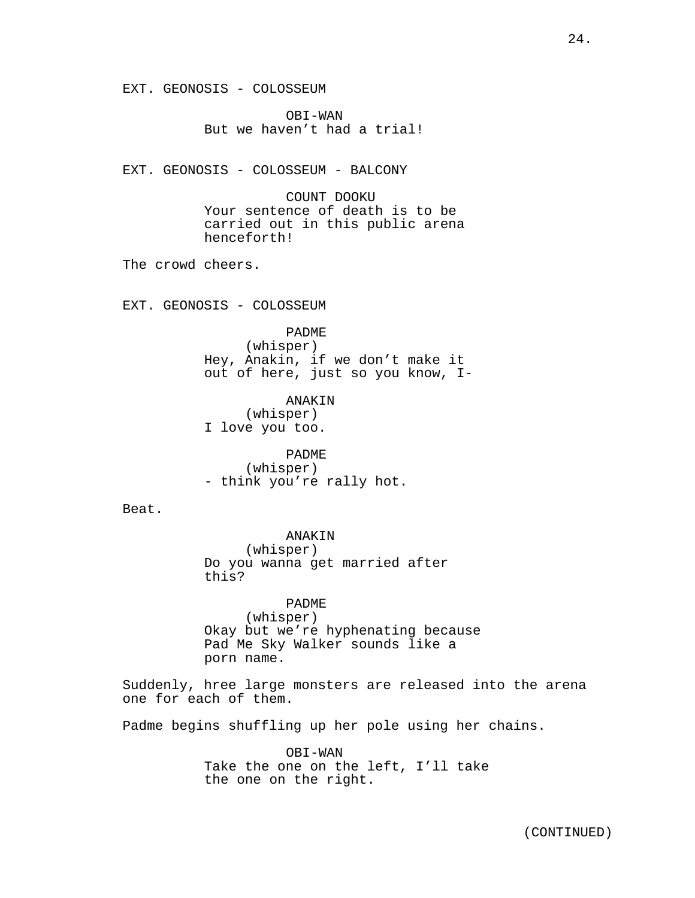EXT. GEONOSIS - COLOSSEUM

OBI-WAN
But we haven't had a trial!

EXT. GEONOSIS - COLOSSEUM - BALCONY

COUNT DOOKU
Your sentence of death is to be carried out in this public arena henceforth!

The crowd cheers.

EXT. GEONOSIS - COLOSSEUM

PADME
(whisper)
Hey, Anakin, if we don't make it out of here, just so you know, I-

ANAKIN
(whisper)
I love you too.

PADME
(whisper)
- think you're rally hot.

Beat.

ANAKIN
(whisper)
Do you wanna get married after this?

PADME
(whisper)
Okay but we're hyphenating because Pad Me Sky Walker sounds like a porn name.

Suddenly, hree large monsters are released into the arena one for each of them.

Padme begins shuffling up her pole using her chains.

OBI-WAN
Take the one on the left, I'll take the one on the right.

(CONTINUED)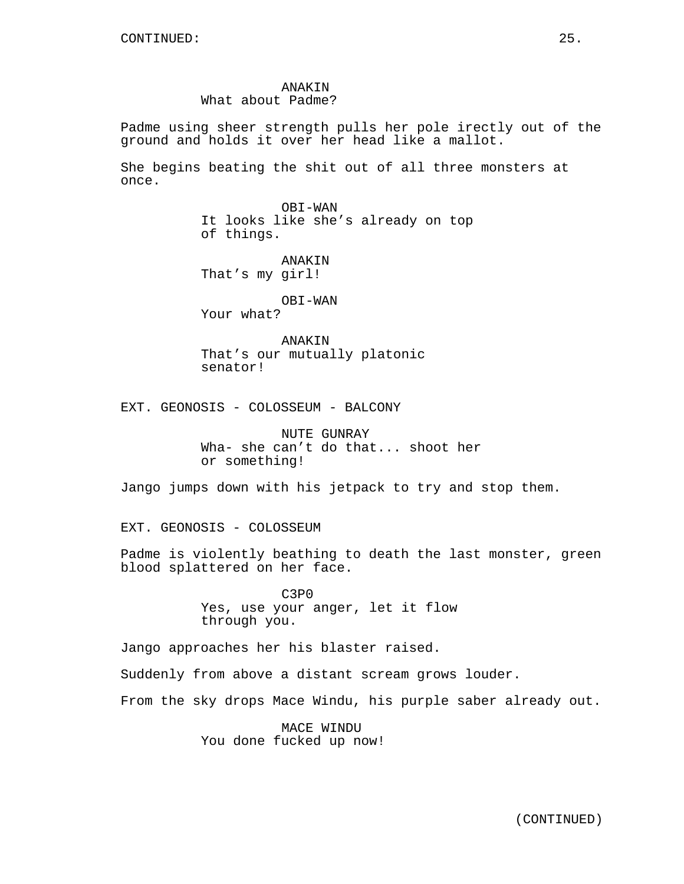ANAKIN
What about Padme?

Padme using sheer strength pulls her pole irectly out of the ground and holds it over her head like a mallot.

She begins beating the shit out of all three monsters at once.

OBI-WAN
It looks like she's already on top of things.

ANAKIN
That's my girl!

OBI-WAN
Your what?

ANAKIN
That's our mutually platonic senator!

EXT. GEONOSIS - COLOSSEUM - BALCONY

NUTE GUNRAY
Wha- she can't do that... shoot her or something!

Jango jumps down with his jetpack to try and stop them.

EXT. GEONOSIS - COLOSSEUM

Padme is violently beathing to death the last monster, green blood splattered on her face.

C3P0
Yes, use your anger, let it flow through you.

Jango approaches her his blaster raised.

Suddenly from above a distant scream grows louder.

From the sky drops Mace Windu, his purple saber already out.

MACE WINDU
You done fucked up now!

(CONTINUED)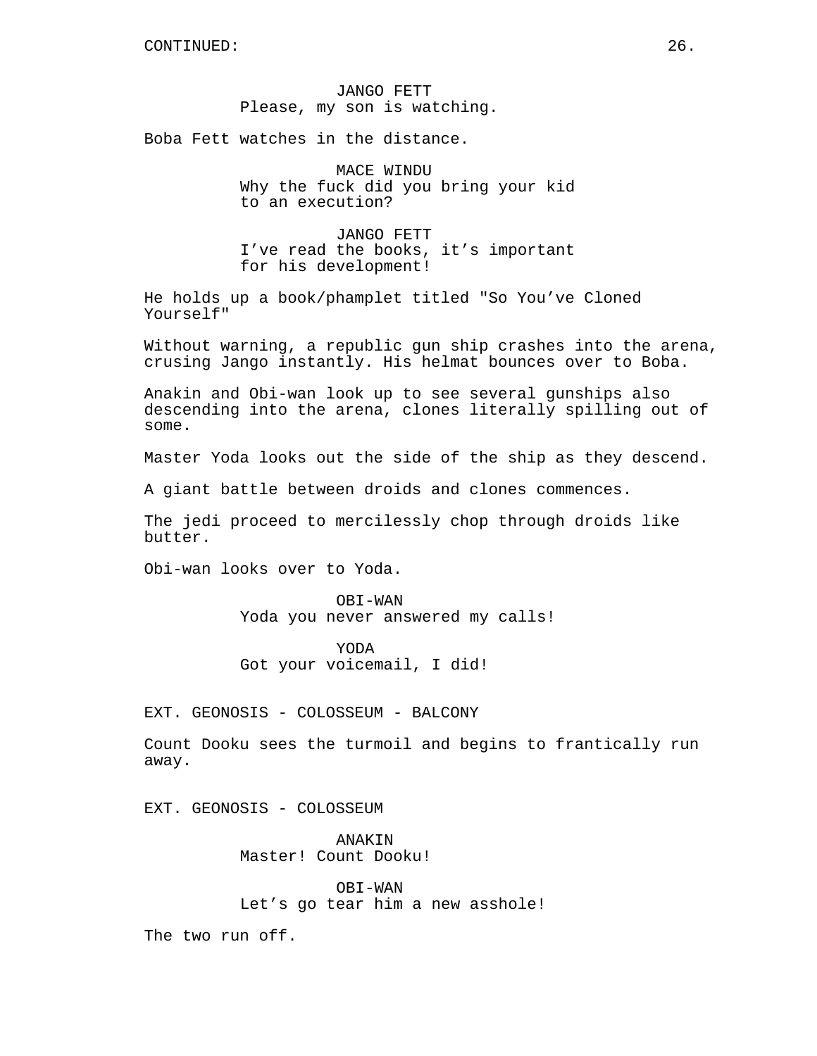CONTINUED:

JANGO FETT
Please, my son is watching.

Boba Fett watches in the distance.

MACE WINDU
Why the fuck did you bring your kid to an execution?

JANGO FETT
I've read the books, it's important for his development!

He holds up a book/phamplet titled "So You've Cloned Yourself"

Without warning, a republic gun ship crashes into the arena, crusing Jango instantly. His helmat bounces over to Boba.

Anakin and Obi-wan look up to see several gunships also descending into the arena, clones literally spilling out of some.

Master Yoda looks out the side of the ship as they descend.

A giant battle between droids and clones commences.

The jedi proceed to mercilessly chop through droids like butter.

Obi-wan looks over to Yoda.

OBI-WAN
Yoda you never answered my calls!

YODA
Got your voicemail, I did!

EXT. GEONOSIS - COLOSSEUM - BALCONY

Count Dooku sees the turmoil and begins to frantically run away.

EXT. GEONOSIS - COLOSSEUM

ANAKIN
Master! Count Dooku!

OBI-WAN
Let's go tear him a new asshole!

The two run off.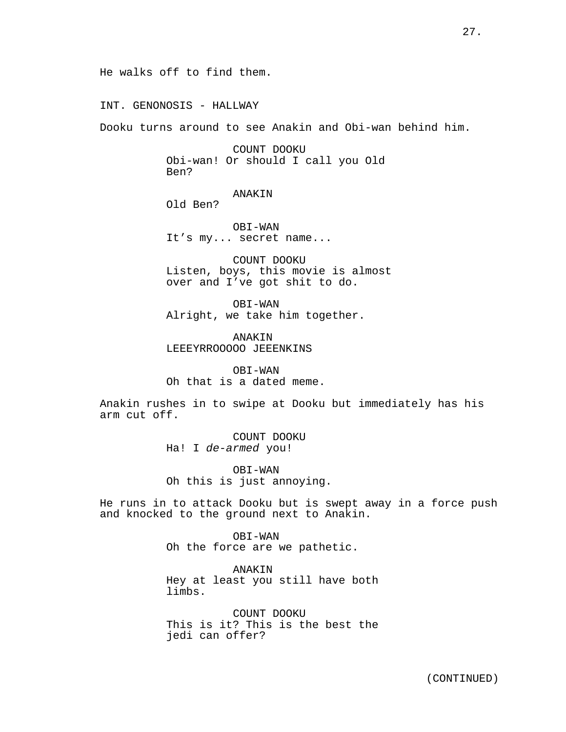He walks off to find them.

INT. GENONOSIS - HALLWAY

Dooku turns around to see Anakin and Obi-wan behind him.

COUNT DOOKU
Obi-wan! Or should I call you Old Ben?

ANAKIN
Old Ben?

OBI-WAN
It's my... secret name...

COUNT DOOKU
Listen, boys, this movie is almost over and I've got shit to do.

OBI-WAN
Alright, we take him together.

ANAKIN
LEEEYRROOOOO JEEENKINS

OBI-WAN
Oh that is a dated meme.

Anakin rushes in to swipe at Dooku but immediately has his arm cut off.

COUNT DOOKU
Ha! I *de-armed* you!

OBI-WAN
Oh this is just annoying.

He runs in to attack Dooku but is swept away in a force push and knocked to the ground next to Anakin.

OBI-WAN
Oh the force are we pathetic.

ANAKIN
Hey at least you still have both limbs.

COUNT DOOKU
This is it? This is the best the jedi can offer?

(CONTINUED)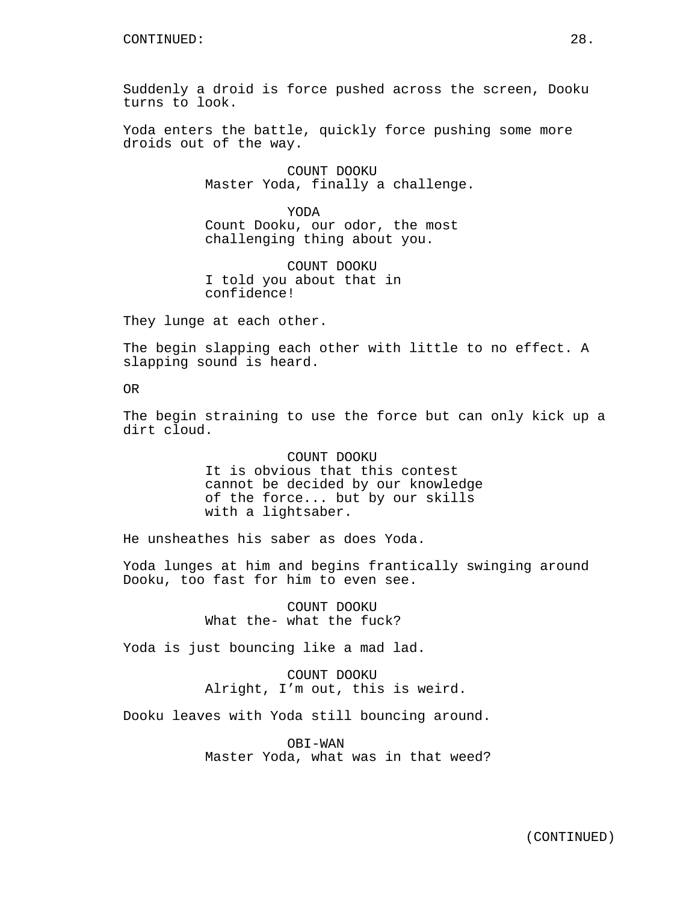CONTINUED:

Suddenly a droid is force pushed across the screen, Dooku turns to look.

Yoda enters the battle, quickly force pushing some more droids out of the way.

COUNT DOOKU
Master Yoda, finally a challenge.

YODA
Count Dooku, our odor, the most challenging thing about you.

COUNT DOOKU
I told you about that in confidence!

They lunge at each other.

The begin slapping each other with little to no effect. A slapping sound is heard.

OR

The begin straining to use the force but can only kick up a dirt cloud.

COUNT DOOKU
It is obvious that this contest cannot be decided by our knowledge of the force... but by our skills with a lightsaber.

He unsheathes his saber as does Yoda.

Yoda lunges at him and begins frantically swinging around Dooku, too fast for him to even see.

COUNT DOOKU
What the- what the fuck?

Yoda is just bouncing like a mad lad.

COUNT DOOKU
Alright, I’m out, this is weird.

Dooku leaves with Yoda still bouncing around.

OBI-WAN
Master Yoda, what was in that weed?

(CONTINUED)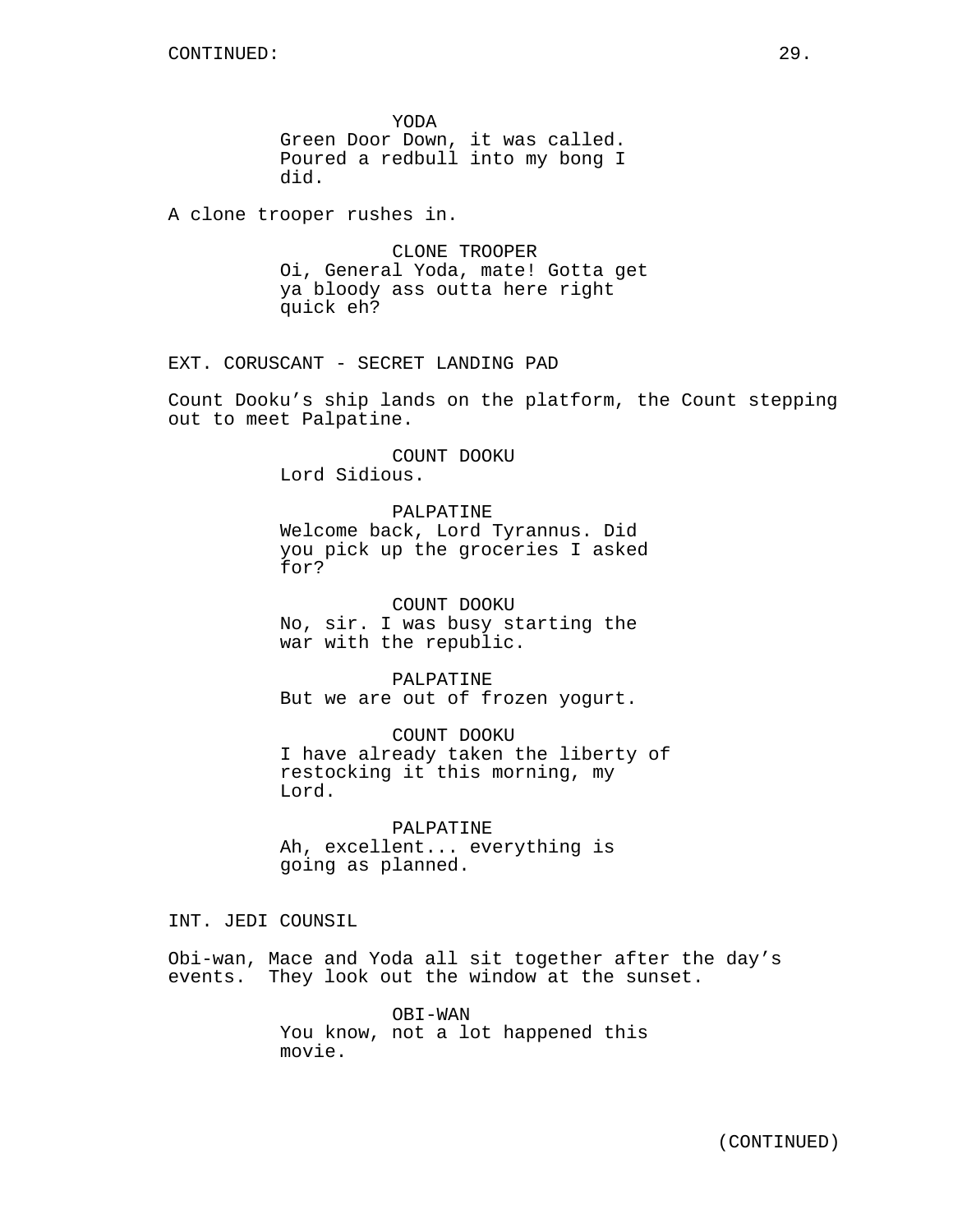YODA
Green Door Down, it was called. Poured a redbull into my bong I did.

A clone trooper rushes in.

CLONE TROOPER
Oi, General Yoda, mate! Gotta get ya bloody ass outta here right quick eh?

EXT. CORUSCANT - SECRET LANDING PAD

Count Dooku's ship lands on the platform, the Count stepping out to meet Palpatine.

COUNT DOOKU
Lord Sidious.

PALPATINE
Welcome back, Lord Tyrannus. Did you pick up the groceries I asked for?

COUNT DOOKU
No, sir. I was busy starting the war with the republic.

PALPATINE
But we are out of frozen yogurt.

COUNT DOOKU
I have already taken the liberty of restocking it this morning, my Lord.

PALPATINE
Ah, excellent... everything is going as planned.

INT. JEDI COUNSIL

Obi-wan, Mace and Yoda all sit together after the day's events. They look out the window at the sunset.

OBI-WAN
You know, not a lot happened this movie.

(CONTINUED)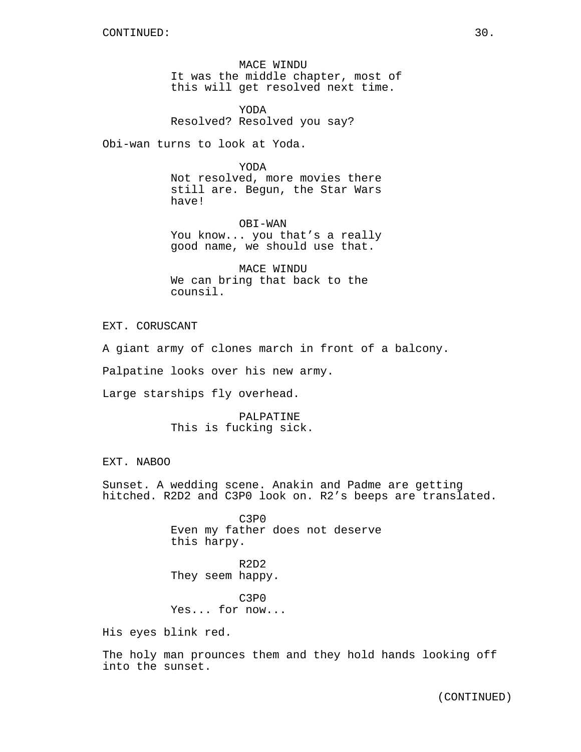MACE WINDU
It was the middle chapter, most of this will get resolved next time.

YODA
Resolved? Resolved you say?

Obi-wan turns to look at Yoda.

YODA
Not resolved, more movies there still are. Begun, the Star Wars have!

OBI-WAN
You know... you that’s a really good name, we should use that.

MACE WINDU
We can bring that back to the counsil.

EXT. CORUSCANT

A giant army of clones march in front of a balcony.

Palpatine looks over his new army.

Large starships fly overhead.

PALPATINE
This is fucking sick.

EXT. NABOO

Sunset. A wedding scene. Anakin and Padme are getting hitched. R2D2 and C3P0 look on. R2’s beeps are translated.

C3P0
Even my father does not deserve this harpy.

R2D2
They seem happy.

C3P0
Yes... for now...

His eyes blink red.

The holy man prounces them and they hold hands looking off into the sunset.

(CONTINUED)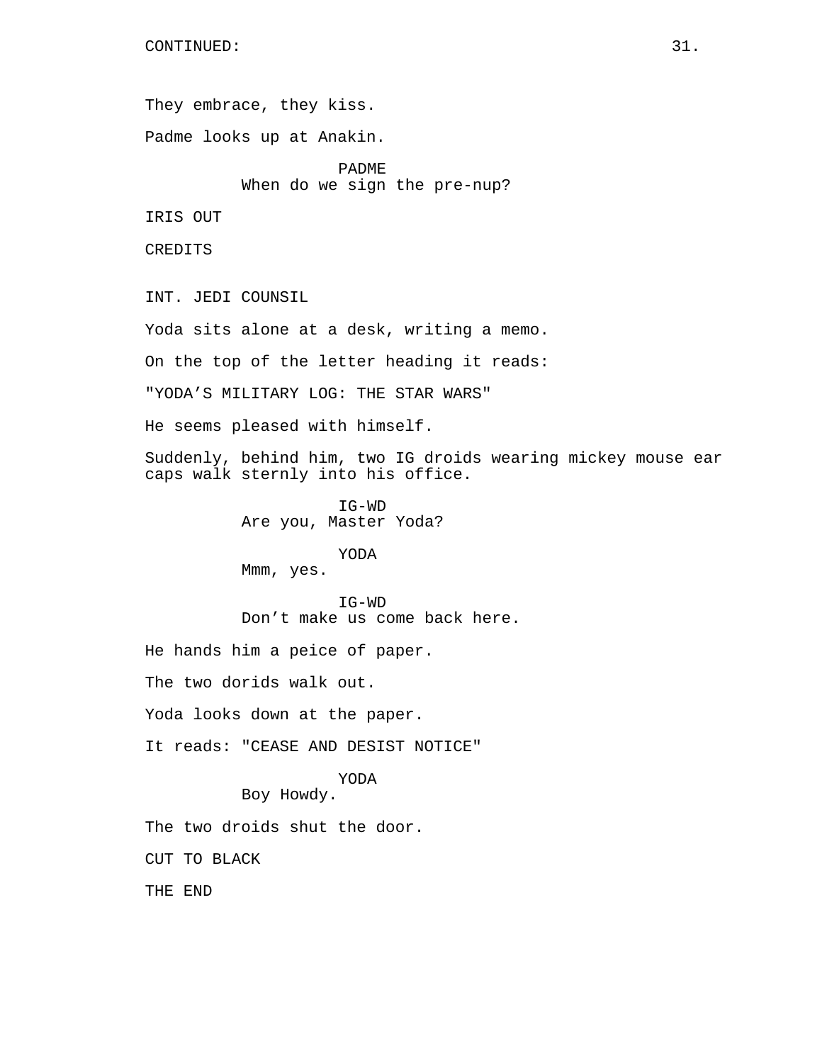They embrace, they kiss.

Padme looks up at Anakin.

PADME
When do we sign the pre-nup?

IRIS OUT

CREDITS

INT. JEDI COUNSIL

Yoda sits alone at a desk, writing a memo.

On the top of the letter heading it reads:

"YODA’S MILITARY LOG: THE STAR WARS"

He seems pleased with himself.

Suddenly, behind him, two IG droids wearing mickey mouse ear caps walk sternly into his office.

IG-WD
Are you, Master Yoda?

YODA
Mmm, yes.

IG-WD
Don’t make us come back here.

He hands him a peice of paper.

The two dorids walk out.

Yoda looks down at the paper.

It reads: "CEASE AND DESIST NOTICE"

YODA
Boy Howdy.

The two droids shut the door.

CUT TO BLACK

THE END